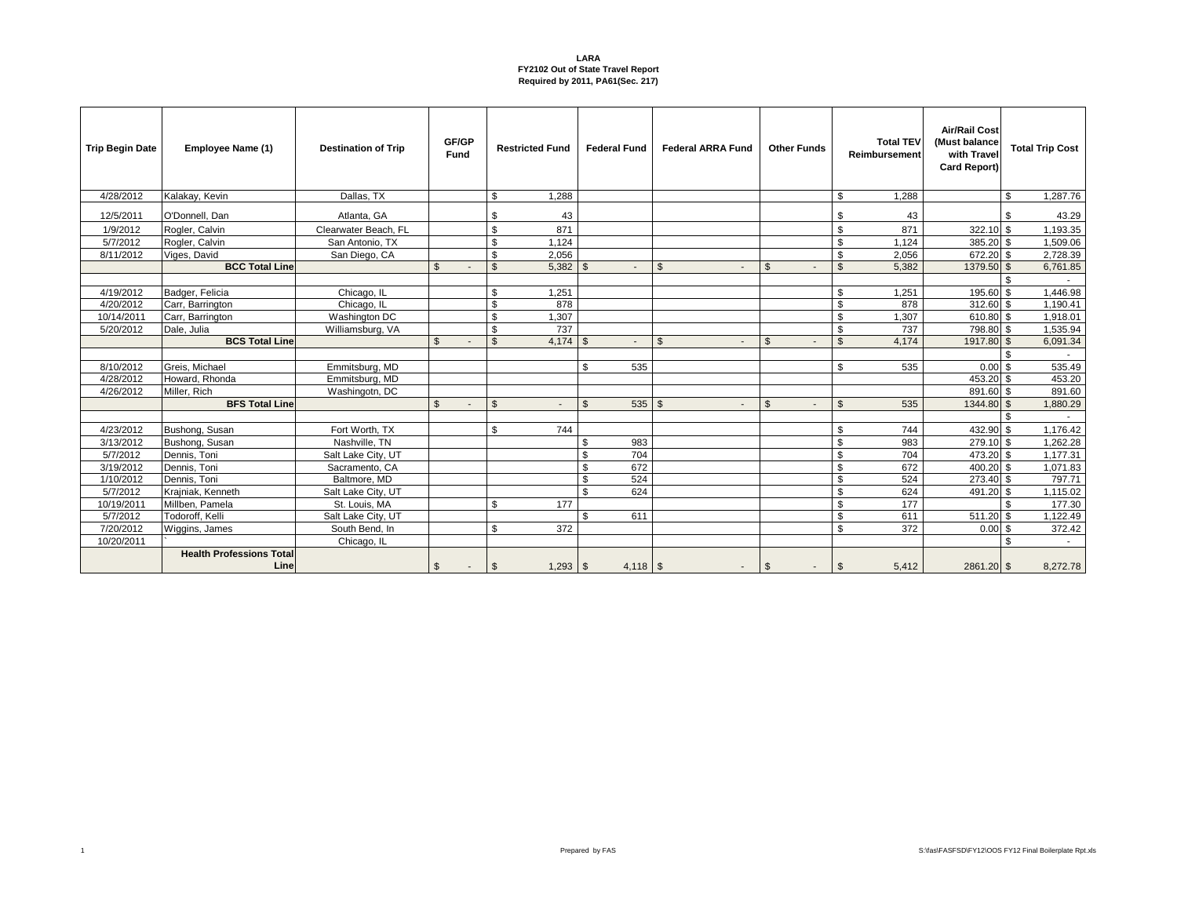**LARA**
**FY2102 Out of State Travel Report**
**Required by 2011, PA61(Sec. 217)**

| Trip Begin Date | Employee Name (1) | Destination of Trip | GF/GP Fund | Restricted Fund | Federal Fund | Federal ARRA Fund | Other Funds | Total TEV Reimbursement | Air/Rail Cost (Must balance with Travel Card Report) | Total Trip Cost |
|---|---|---|---|---|---|---|---|---|---|---|
| 4/28/2012 | Kalakay, Kevin | Dallas, TX | | $ 1,288 | | | | $ 1,288 | | $ 1,287.76 |
| 12/5/2011 | O'Donnell, Dan | Atlanta, GA | | $ 43 | | | | $ 43 | | $ 43.29 |
| 1/9/2012 | Rogler, Calvin | Clearwater Beach, FL | | $ 871 | | | | $ 871 | 322.10 | $ 1,193.35 |
| 5/7/2012 | Rogler, Calvin | San Antonio, TX | | $ 1,124 | | | | $ 1,124 | 385.20 | $ 1,509.06 |
| 8/11/2012 | Viges, David | San Diego, CA | | $ 2,056 | | | | $ 2,056 | 672.20 | $ 2,728.39 |
| | **BCC Total Line** | | $ - | $ 5,382 | $ - | $ - | $ - | $ 5,382 | 1379.50 | $ 6,761.85 |
| | | | | | | | | | | $ - |
| 4/19/2012 | Badger, Felicia | Chicago, IL | | $ 1,251 | | | | $ 1,251 | 195.60 | $ 1,446.98 |
| 4/20/2012 | Carr, Barrington | Chicago, IL | | $ 878 | | | | $ 878 | 312.60 | $ 1,190.41 |
| 10/14/2011 | Carr, Barrington | Washington DC | | $ 1,307 | | | | $ 1,307 | 610.80 | $ 1,918.01 |
| 5/20/2012 | Dale, Julia | Williamsburg, VA | | $ 737 | | | | $ 737 | 798.80 | $ 1,535.94 |
| | **BCS Total Line** | | $ - | $ 4,174 | $ - | $ - | $ - | $ 4,174 | 1917.80 | $ 6,091.34 |
| | | | | | | | | | | $ - |
| 8/10/2012 | Greis, Michael | Emmitsburg, MD | | | $ 535 | | | $ 535 | 0.00 | $ 535.49 |
| 4/28/2012 | Howard, Rhonda | Emmitsburg, MD | | | | | | | 453.20 | $ 453.20 |
| 4/26/2012 | Miller, Rich | Washingotn, DC | | | | | | | 891.60 | $ 891.60 |
| | **BFS Total Line** | | $ - | $ - | $ 535 | $ - | $ - | $ 535 | 1344.80 | $ 1,880.29 |
| | | | | | | | | | | $ - |
| 4/23/2012 | Bushong, Susan | Fort Worth, TX | | $ 744 | | | | $ 744 | 432.90 | $ 1,176.42 |
| 3/13/2012 | Bushong, Susan | Nashville, TN | | | $ 983 | | | $ 983 | 279.10 | $ 1,262.28 |
| 5/7/2012 | Dennis, Toni | Salt Lake City, UT | | | $ 704 | | | $ 704 | 473.20 | $ 1,177.31 |
| 3/19/2012 | Dennis, Toni | Sacramento, CA | | | $ 672 | | | $ 672 | 400.20 | $ 1,071.83 |
| 1/10/2012 | Dennis, Toni | Baltmore, MD | | | $ 524 | | | $ 524 | 273.40 | $ 797.71 |
| 5/7/2012 | Krajniak, Kenneth | Salt Lake City, UT | | | $ 624 | | | $ 624 | 491.20 | $ 1,115.02 |
| 10/19/2011 | Millben, Pamela | St. Louis, MA | | $ 177 | | | | $ 177 | | $ 177.30 |
| 5/7/2012 | Todoroff, Kelli | Salt Lake City, UT | | | $ 611 | | | $ 611 | 511.20 | $ 1,122.49 |
| 7/20/2012 | Wiggins, James | South Bend, In | | $ 372 | | | | $ 372 | 0.00 | $ 372.42 |
| 10/20/2011 | ` | Chicago, IL | | | | | | | | $ - |
| | **Health Professions Total Line** | | $ - | $ 1,293 | $ 4,118 | $ - | $ - | $ 5,412 | 2861.20 | $ 8,272.78 |

Prepared by FAS

S:\fas\FASFSD\FY12\OOS FY12 Final Boilerplate Rpt.xls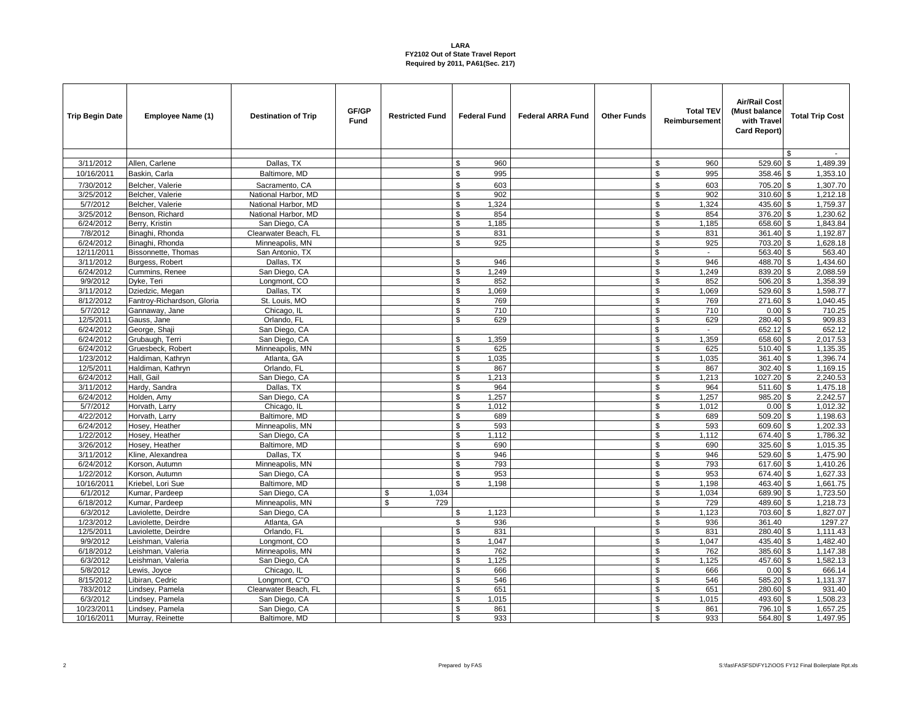**LARA**
**FY2102 Out of State Travel Report**
**Required by 2011, PA61(Sec. 217)**

| Trip Begin Date | Employee Name (1) | Destination of Trip | GF/GP Fund | Restricted Fund | Federal Fund | Federal ARRA Fund | Other Funds | Total TEV Reimbursement | Air/Rail Cost (Must balance with Travel Card Report) | Total Trip Cost |
|---|---|---|---|---|---|---|---|---|---|---|
| | | | | | | | | | | $ - |
| 3/11/2012 | Allen, Carlene | Dallas, TX | | | $ 960 | | | $ 960 | 529.60 | $ 1,489.39 |
| 10/16/2011 | Baskin, Carla | Baltimore, MD | | | $ 995 | | | $ 995 | 358.46 | $ 1,353.10 |
| 7/30/2012 | Belcher, Valerie | Sacramento, CA | | | $ 603 | | | $ 603 | 705.20 | $ 1,307.70 |
| 3/25/2012 | Belcher, Valerie | National Harbor, MD | | | $ 902 | | | $ 902 | 310.60 | $ 1,212.18 |
| 5/7/2012 | Belcher, Valerie | National Harbor, MD | | | $ 1,324 | | | $ 1,324 | 435.60 | $ 1,759.37 |
| 3/25/2012 | Benson, Richard | National Harbor, MD | | | $ 854 | | | $ 854 | 376.20 | $ 1,230.62 |
| 6/24/2012 | Berry, Kristin | San Diego, CA | | | $ 1,185 | | | $ 1,185 | 658.60 | $ 1,843.84 |
| 7/8/2012 | Binaghi, Rhonda | Clearwater Beach, FL | | | $ 831 | | | $ 831 | 361.40 | $ 1,192.87 |
| 6/24/2012 | Binaghi, Rhonda | Minneapolis, MN | | | $ 925 | | | $ 925 | 703.20 | $ 1,628.18 |
| 12/11/2011 | Bissonnette, Thomas | San Antonio, TX | | | | | | $ - | 563.40 | $ 563.40 |
| 3/11/2012 | Burgess, Robert | Dallas, TX | | | $ 946 | | | $ 946 | 488.70 | $ 1,434.60 |
| 6/24/2012 | Cummins, Renee | San Diego, CA | | | $ 1,249 | | | $ 1,249 | 839.20 | $ 2,088.59 |
| 9/9/2012 | Dyke, Teri | Longmont, CO | | | $ 852 | | | $ 852 | 506.20 | $ 1,358.39 |
| 3/11/2012 | Dziedzic, Megan | Dallas, TX | | | $ 1,069 | | | $ 1,069 | 529.60 | $ 1,598.77 |
| 8/12/2012 | Fantroy-Richardson, Gloria | St. Louis, MO | | | $ 769 | | | $ 769 | 271.60 | $ 1,040.45 |
| 5/7/2012 | Gannaway, Jane | Chicago, IL | | | $ 710 | | | $ 710 | 0.00 | $ 710.25 |
| 12/5/2011 | Gauss, Jane | Orlando, FL | | | $ 629 | | | $ 629 | 280.40 | $ 909.83 |
| 6/24/2012 | George, Shaji | San Diego, CA | | | | | | $ - | 652.12 | $ 652.12 |
| 6/24/2012 | Grubaugh, Terri | San Diego, CA | | | $ 1,359 | | | $ 1,359 | 658.60 | $ 2,017.53 |
| 6/24/2012 | Gruesbeck, Robert | Minneapolis, MN | | | $ 625 | | | $ 625 | 510.40 | $ 1,135.35 |
| 1/23/2012 | Haldiman, Kathryn | Atlanta, GA | | | $ 1,035 | | | $ 1,035 | 361.40 | $ 1,396.74 |
| 12/5/2011 | Haldiman, Kathryn | Orlando, FL | | | $ 867 | | | $ 867 | 302.40 | $ 1,169.15 |
| 6/24/2012 | Hall, Gail | San Diego, CA | | | $ 1,213 | | | $ 1,213 | 1027.20 | $ 2,240.53 |
| 3/11/2012 | Hardy, Sandra | Dallas, TX | | | $ 964 | | | $ 964 | 511.60 | $ 1,475.18 |
| 6/24/2012 | Holden, Amy | San Diego, CA | | | $ 1,257 | | | $ 1,257 | 985.20 | $ 2,242.57 |
| 5/7/2012 | Horvath, Larry | Chicago, IL | | | $ 1,012 | | | $ 1,012 | 0.00 | $ 1,012.32 |
| 4/22/2012 | Horvath, Larry | Baltimore, MD | | | $ 689 | | | $ 689 | 509.20 | $ 1,198.63 |
| 6/24/2012 | Hosey, Heather | Minneapolis, MN | | | $ 593 | | | $ 593 | 609.60 | $ 1,202.33 |
| 1/22/2012 | Hosey, Heather | San Diego, CA | | | $ 1,112 | | | $ 1,112 | 674.40 | $ 1,786.32 |
| 3/26/2012 | Hosey, Heather | Baltimore, MD | | | $ 690 | | | $ 690 | 325.60 | $ 1,015.35 |
| 3/11/2012 | Kline, Alexandrea | Dallas, TX | | | $ 946 | | | $ 946 | 529.60 | $ 1,475.90 |
| 6/24/2012 | Korson, Autumn | Minneapolis, MN | | | $ 793 | | | $ 793 | 617.60 | $ 1,410.26 |
| 1/22/2012 | Korson, Autumn | San Diego, CA | | | $ 953 | | | $ 953 | 674.40 | $ 1,627.33 |
| 10/16/2011 | Kriebel, Lori Sue | Baltimore, MD | | | $ 1,198 | | | $ 1,198 | 463.40 | $ 1,661.75 |
| 6/1/2012 | Kumar, Pardeep | San Diego, CA | | $ 1,034 | | | | $ 1,034 | 689.90 | $ 1,723.50 |
| 6/18/2012 | Kumar, Pardeep | Minneapolis, MN | | $ 729 | | | | $ 729 | 489.60 | $ 1,218.73 |
| 6/3/2012 | Laviolette, Deirdre | San Diego, CA | | | $ 1,123 | | | $ 1,123 | 703.60 | $ 1,827.07 |
| 1/23/2012 | Laviolette, Deirdre | Atlanta, GA | | | $ 936 | | | $ 936 | 361.40 | 1297.27 |
| 12/5/2011 | Laviolette, Deirdre | Orlando, FL | | | $ 831 | | | $ 831 | 280.40 | $ 1,111.43 |
| 9/9/2012 | Leishman, Valeria | Longmont, CO | | | $ 1,047 | | | $ 1,047 | 435.40 | $ 1,482.40 |
| 6/18/2012 | Leishman, Valeria | Minneapolis, MN | | | $ 762 | | | $ 762 | 385.60 | $ 1,147.38 |
| 6/3/2012 | Leishman, Valeria | San Diego, CA | | | $ 1,125 | | | $ 1,125 | 457.60 | $ 1,582.13 |
| 5/8/2012 | Lewis, Joyce | Chicago, IL | | | $ 666 | | | $ 666 | 0.00 | $ 666.14 |
| 8/15/2012 | Libiran, Cedric | Longmont, C"O | | | $ 546 | | | $ 546 | 585.20 | $ 1,131.37 |
| 783/2012 | Lindsey, Pamela | Clearwater Beach, FL | | | $ 651 | | | $ 651 | 280.60 | $ 931.40 |
| 6/3/2012 | Lindsey, Pamela | San Diego, CA | | | $ 1,015 | | | $ 1,015 | 493.60 | $ 1,508.23 |
| 10/23/2011 | Lindsey, Pamela | San Diego, CA | | | $ 861 | | | $ 861 | 796.10 | $ 1,657.25 |
| 10/16/2011 | Murray, Reinette | Baltimore, MD | | | $ 933 | | | $ 933 | 564.80 | $ 1,497.95 |

Prepared by FAS

S:\fas\FASFSD\FY12\OOS FY12 Final Boilerplate Rpt.xls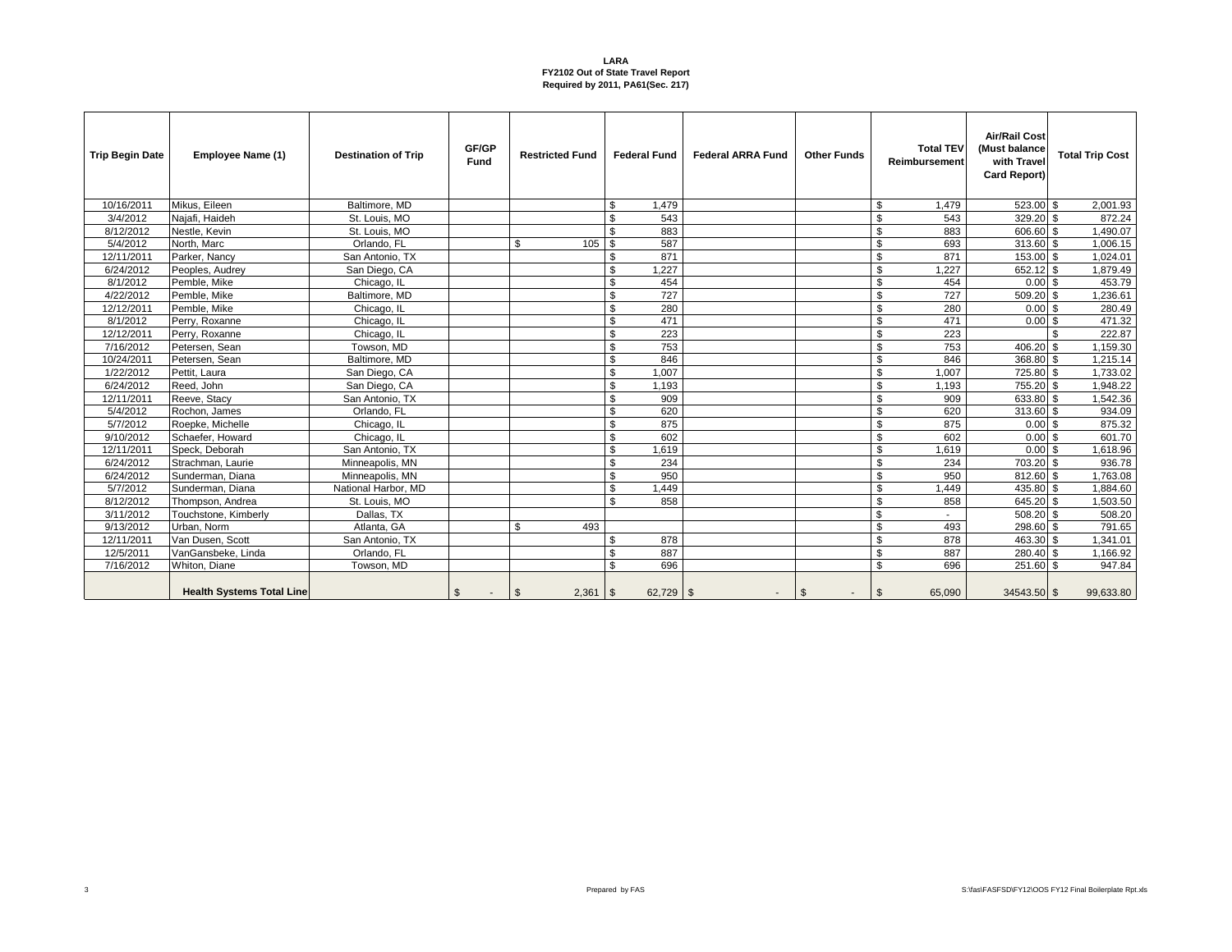**LARA**
**FY2102 Out of State Travel Report**
**Required by 2011, PA61(Sec. 217)**

| Trip Begin Date | Employee Name (1) | Destination of Trip | GF/GP Fund | Restricted Fund | Federal Fund | Federal ARRA Fund | Other Funds | Total TEV Reimbursement | Air/Rail Cost (Must balance with Travel Card Report) | Total Trip Cost |
|---|---|---|---|---|---|---|---|---|---|---|
| 10/16/2011 | Mikus, Eileen | Baltimore, MD | | | $ 1,479 | | | $ 1,479 | 523.00 | $ 2,001.93 |
| 3/4/2012 | Najafi, Haideh | St. Louis, MO | | | $ 543 | | | $ 543 | 329.20 | $ 872.24 |
| 8/12/2012 | Nestle, Kevin | St. Louis, MO | | | $ 883 | | | $ 883 | 606.60 | $ 1,490.07 |
| 5/4/2012 | North, Marc | Orlando, FL | | $ 105 | $ 587 | | | $ 693 | 313.60 | $ 1,006.15 |
| 12/11/2011 | Parker, Nancy | San Antonio, TX | | | $ 871 | | | $ 871 | 153.00 | $ 1,024.01 |
| 6/24/2012 | Peoples, Audrey | San Diego, CA | | | $ 1,227 | | | $ 1,227 | 652.12 | $ 1,879.49 |
| 8/1/2012 | Pemble, Mike | Chicago, IL | | | $ 454 | | | $ 454 | 0.00 | $ 453.79 |
| 4/22/2012 | Pemble, Mike | Baltimore, MD | | | $ 727 | | | $ 727 | 509.20 | $ 1,236.61 |
| 12/12/2011 | Pemble, Mike | Chicago, IL | | | $ 280 | | | $ 280 | 0.00 | $ 280.49 |
| 8/1/2012 | Perry, Roxanne | Chicago, IL | | | $ 471 | | | $ 471 | 0.00 | $ 471.32 |
| 12/12/2011 | Perry, Roxanne | Chicago, IL | | | $ 223 | | | $ 223 | | $ 222.87 |
| 7/16/2012 | Petersen, Sean | Towson, MD | | | $ 753 | | | $ 753 | 406.20 | $ 1,159.30 |
| 10/24/2011 | Petersen, Sean | Baltimore, MD | | | $ 846 | | | $ 846 | 368.80 | $ 1,215.14 |
| 1/22/2012 | Pettit, Laura | San Diego, CA | | | $ 1,007 | | | $ 1,007 | 725.80 | $ 1,733.02 |
| 6/24/2012 | Reed, John | San Diego, CA | | | $ 1,193 | | | $ 1,193 | 755.20 | $ 1,948.22 |
| 12/11/2011 | Reeve, Stacy | San Antonio, TX | | | $ 909 | | | $ 909 | 633.80 | $ 1,542.36 |
| 5/4/2012 | Rochon, James | Orlando, FL | | | $ 620 | | | $ 620 | 313.60 | $ 934.09 |
| 5/7/2012 | Roepke, Michelle | Chicago, IL | | | $ 875 | | | $ 875 | 0.00 | $ 875.32 |
| 9/10/2012 | Schaefer, Howard | Chicago, IL | | | $ 602 | | | $ 602 | 0.00 | $ 601.70 |
| 12/11/2011 | Speck, Deborah | San Antonio, TX | | | $ 1,619 | | | $ 1,619 | 0.00 | $ 1,618.96 |
| 6/24/2012 | Strachman, Laurie | Minneapolis, MN | | | $ 234 | | | $ 234 | 703.20 | $ 936.78 |
| 6/24/2012 | Sunderman, Diana | Minneapolis, MN | | | $ 950 | | | $ 950 | 812.60 | $ 1,763.08 |
| 5/7/2012 | Sunderman, Diana | National Harbor, MD | | | $ 1,449 | | | $ 1,449 | 435.80 | $ 1,884.60 |
| 8/12/2012 | Thompson, Andrea | St. Louis, MO | | | $ 858 | | | $ 858 | 645.20 | $ 1,503.50 |
| 3/11/2012 | Touchstone, Kimberly | Dallas, TX | | | | | | $ - | 508.20 | $ 508.20 |
| 9/13/2012 | Urban, Norm | Atlanta, GA | | $ 493 | | | | $ 493 | 298.60 | $ 791.65 |
| 12/11/2011 | Van Dusen, Scott | San Antonio, TX | | | $ 878 | | | $ 878 | 463.30 | $ 1,341.01 |
| 12/5/2011 | VanGansbeke, Linda | Orlando, FL | | | $ 887 | | | $ 887 | 280.40 | $ 1,166.92 |
| 7/16/2012 | Whiton, Diane | Towson, MD | | | $ 696 | | | $ 696 | 251.60 | $ 947.84 |
| | **Health Systems Total Line** | | $ - | $ 2,361 | $ 62,729 | $ - | $ - | $ 65,090 | 34543.50 | $ 99,633.80 |

Prepared by FAS

S:\fas\FASFSD\FY12\OOS FY12 Final Boilerplate Rpt.xls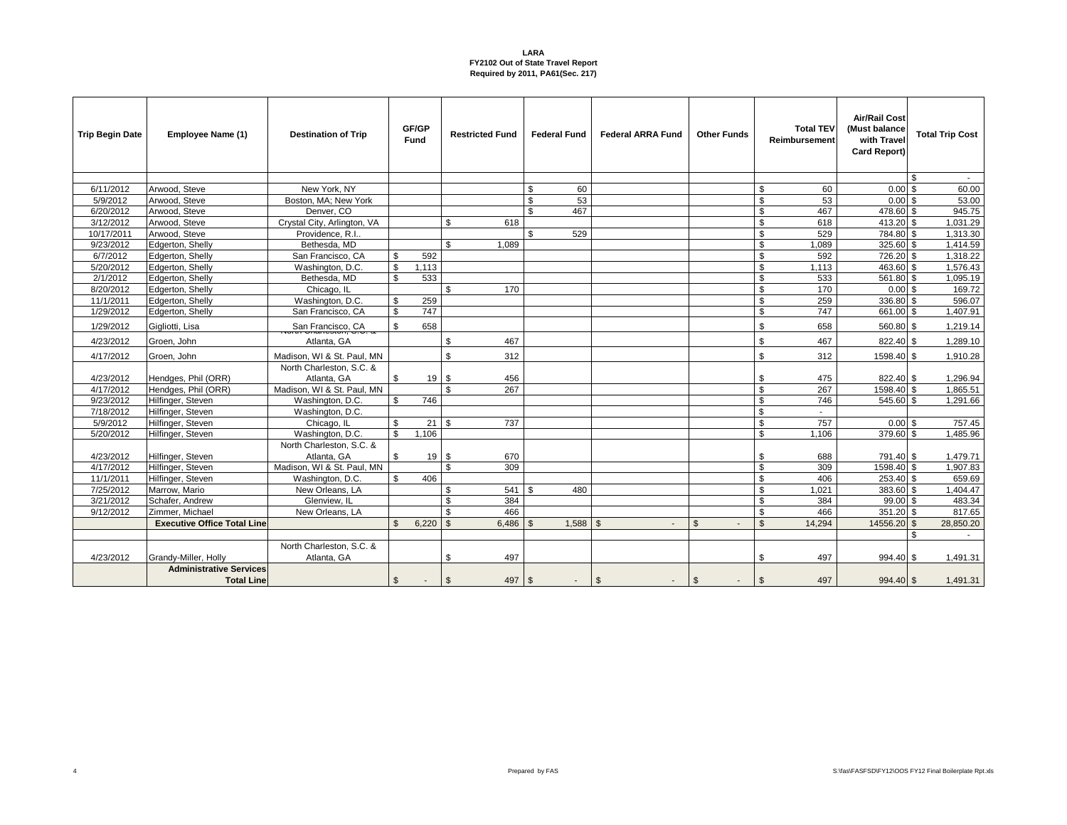**LARA**
**FY2102 Out of State Travel Report**
**Required by 2011, PA61(Sec. 217)**

| Trip Begin Date | Employee Name (1) | Destination of Trip | GF/GP Fund | Restricted Fund | Federal Fund | Federal ARRA Fund | Other Funds | Total TEV Reimbursement | Air/Rail Cost (Must balance with Travel Card Report) | Total Trip Cost |
|---|---|---|---|---|---|---|---|---|---|---|
| | | | | | | | | | | $ - |
| 6/11/2012 | Arwood, Steve | New York, NY | | | $ 60 | | | $ 60 | 0.00 | $ 60.00 |
| 5/9/2012 | Arwood, Steve | Boston, MA; New York | | | $ 53 | | | $ 53 | 0.00 | $ 53.00 |
| 6/20/2012 | Arwood, Steve | Denver, CO | | | $ 467 | | | $ 467 | 478.60 | $ 945.75 |
| 3/12/2012 | Arwood, Steve | Crystal City, Arlington, VA | | $ 618 | | | | $ 618 | 413.20 | $ 1,031.29 |
| 10/17/2011 | Arwood, Steve | Providence, R.I.. | | | $ 529 | | | $ 529 | 784.80 | $ 1,313.30 |
| 9/23/2012 | Edgerton, Shelly | Bethesda, MD | | $ 1,089 | | | | $ 1,089 | 325.60 | $ 1,414.59 |
| 6/7/2012 | Edgerton, Shelly | San Francisco, CA | $ 592 | | | | | $ 592 | 726.20 | $ 1,318.22 |
| 5/20/2012 | Edgerton, Shelly | Washington, D.C. | $ 1,113 | | | | | $ 1,113 | 463.60 | $ 1,576.43 |
| 2/1/2012 | Edgerton, Shelly | Bethesda, MD | $ 533 | | | | | $ 533 | 561.80 | $ 1,095.19 |
| 8/20/2012 | Edgerton, Shelly | Chicago, IL | | $ 170 | | | | $ 170 | 0.00 | $ 169.72 |
| 11/1/2011 | Edgerton, Shelly | Washington, D.C. | $ 259 | | | | | $ 259 | 336.80 | $ 596.07 |
| 1/29/2012 | Edgerton, Shelly | San Francisco, CA | $ 747 | | | | | $ 747 | 661.00 | $ 1,407.91 |
| 1/29/2012 | Gigliotti, Lisa | San Francisco, CA | $ 658 | | | | | $ 658 | 560.80 | $ 1,219.14 |
| 4/23/2012 | Groen, John | North Charleston, S.C. & Atlanta, GA | | $ 467 | | | | $ 467 | 822.40 | $ 1,289.10 |
| 4/17/2012 | Groen, John | Madison, WI & St. Paul, MN | | $ 312 | | | | $ 312 | 1598.40 | $ 1,910.28 |
| 4/23/2012 | Hendges, Phil (ORR) | North Charleston, S.C. & Atlanta, GA | $ 19 | $ 456 | | | | $ 475 | 822.40 | $ 1,296.94 |
| 4/17/2012 | Hendges, Phil (ORR) | Madison, WI & St. Paul, MN | | $ 267 | | | | $ 267 | 1598.40 | $ 1,865.51 |
| 9/23/2012 | Hilfinger, Steven | Washington, D.C. | $ 746 | | | | | $ 746 | 545.60 | $ 1,291.66 |
| 7/18/2012 | Hilfinger, Steven | Washington, D.C. | | | | | | $ - | | |
| 5/9/2012 | Hilfinger, Steven | Chicago, IL | $ 21 | $ 737 | | | | $ 757 | 0.00 | $ 757.45 |
| 5/20/2012 | Hilfinger, Steven | Washington, D.C. | $ 1,106 | | | | | $ 1,106 | 379.60 | $ 1,485.96 |
| 4/23/2012 | Hilfinger, Steven | North Charleston, S.C. & Atlanta, GA | $ 19 | $ 670 | | | | $ 688 | 791.40 | $ 1,479.71 |
| 4/17/2012 | Hilfinger, Steven | Madison, WI & St. Paul, MN | | $ 309 | | | | $ 309 | 1598.40 | $ 1,907.83 |
| 11/1/2011 | Hilfinger, Steven | Washington, D.C. | $ 406 | | | | | $ 406 | 253.40 | $ 659.69 |
| 7/25/2012 | Marrow, Mario | New Orleans, LA | | $ 541 | $ 480 | | | $ 1,021 | 383.60 | $ 1,404.47 |
| 3/21/2012 | Schafer, Andrew | Glenview, IL | | $ 384 | | | | $ 384 | 99.00 | $ 483.34 |
| 9/12/2012 | Zimmer, Michael | New Orleans, LA | | $ 466 | | | | $ 466 | 351.20 | $ 817.65 |
| | **Executive Office Total Line** | | $ 6,220 | $ 6,486 | $ 1,588 | $ - | $ - | $ 14,294 | 14556.20 | $ 28,850.20 |
| | | | | | | | | | | $ - |
| 4/23/2012 | Grandy-Miller, Holly | North Charleston, S.C. & Atlanta, GA | | $ 497 | | | | $ 497 | 994.40 | $ 1,491.31 |
| | **Administrative Services Total Line** | | $ - | $ 497 | $ - | $ - | $ - | $ 497 | 994.40 | $ 1,491.31 |

Prepared by FAS

S:\fas\FASFSD\FY12\OOS FY12 Final Boilerplate Rpt.xls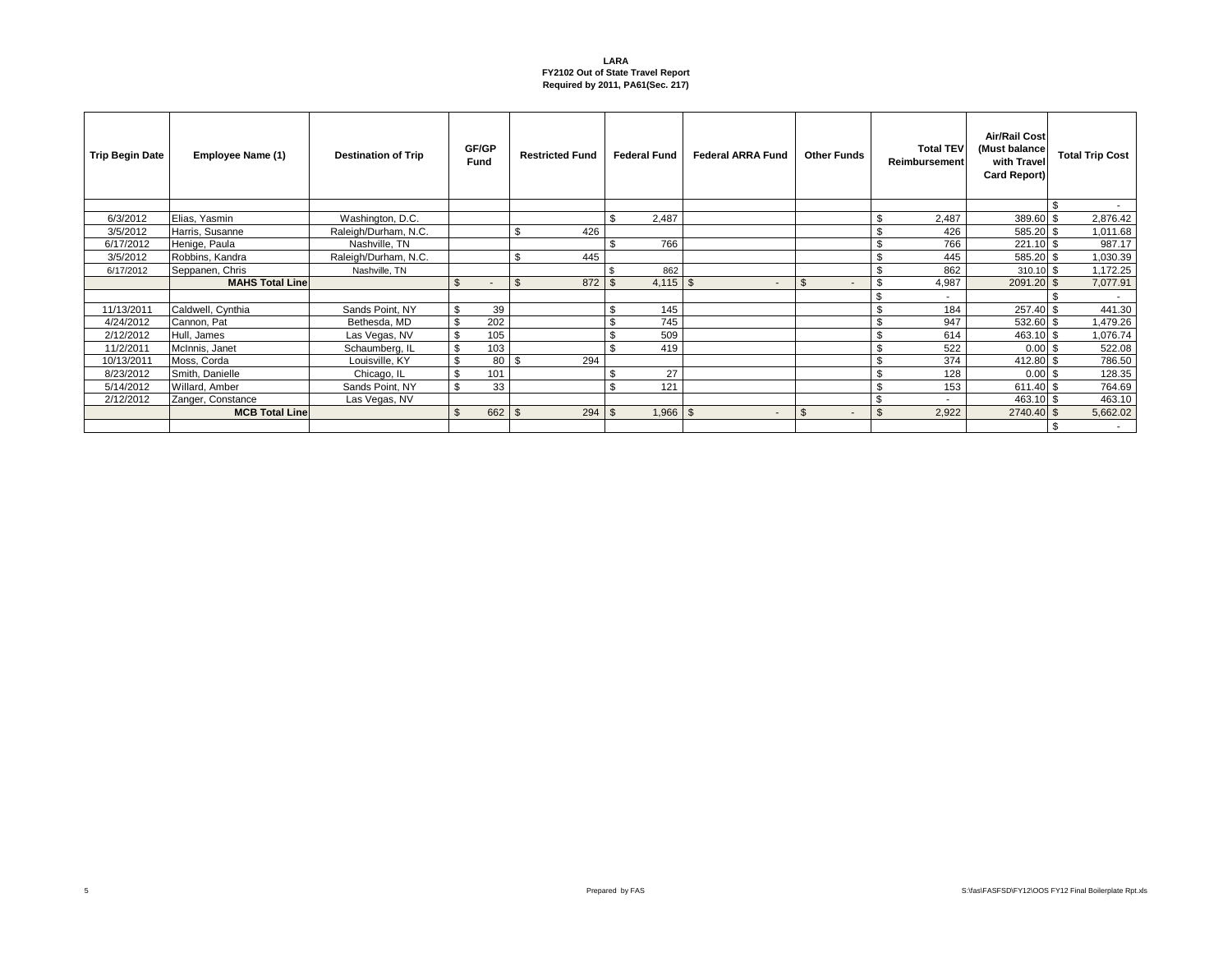**LARA**
**FY2102 Out of State Travel Report**
**Required by 2011, PA61(Sec. 217)**

| Trip Begin Date | Employee Name (1) | Destination of Trip | GF/GP Fund | Restricted Fund | Federal Fund | Federal ARRA Fund | Other Funds | Total TEV Reimbursement | Air/Rail Cost (Must balance with Travel Card Report) | Total Trip Cost |
|---|---|---|---|---|---|---|---|---|---|---|
| | | | | | | | | | | $ - |
| 6/3/2012 | Elias, Yasmin | Washington, D.C. | | | $ 2,487 | | | $ 2,487 | 389.60 | $ 2,876.42 |
| 3/5/2012 | Harris, Susanne | Raleigh/Durham, N.C. | | $ 426 | | | | $ 426 | 585.20 | $ 1,011.68 |
| 6/17/2012 | Henige, Paula | Nashville, TN | | | $ 766 | | | $ 766 | 221.10 | $ 987.17 |
| 3/5/2012 | Robbins, Kandra | Raleigh/Durham, N.C. | | $ 445 | | | | $ 445 | 585.20 | $ 1,030.39 |
| 6/17/2012 | Seppanen, Chris | Nashville, TN | | | $ 862 | | | $ 862 | 310.10 | $ 1,172.25 |
| | **MAHS Total Line** | | $ - | $ 872 | $ 4,115 | $ - | $ - | $ 4,987 | 2091.20 | $ 7,077.91 |
| | | | | | | | | $ - | | $ - |
| 11/13/2011 | Caldwell, Cynthia | Sands Point, NY | $ 39 | | $ 145 | | | $ 184 | 257.40 | $ 441.30 |
| 4/24/2012 | Cannon, Pat | Bethesda, MD | $ 202 | | $ 745 | | | $ 947 | 532.60 | $ 1,479.26 |
| 2/12/2012 | Hull, James | Las Vegas, NV | $ 105 | | $ 509 | | | $ 614 | 463.10 | $ 1,076.74 |
| 11/2/2011 | McInnis, Janet | Schaumberg, IL | $ 103 | | $ 419 | | | $ 522 | 0.00 | $ 522.08 |
| 10/13/2011 | Moss, Corda | Louisville, KY | $ 80 | $ 294 | | | | $ 374 | 412.80 | $ 786.50 |
| 8/23/2012 | Smith, Danielle | Chicago, IL | $ 101 | | $ 27 | | | $ 128 | 0.00 | $ 128.35 |
| 5/14/2012 | Willard, Amber | Sands Point, NY | $ 33 | | $ 121 | | | $ 153 | 611.40 | $ 764.69 |
| 2/12/2012 | Zanger, Constance | Las Vegas, NV | | | | | | $ - | 463.10 | $ 463.10 |
| | **MCB Total Line** | | $ 662 | $ 294 | $ 1,966 | $ - | $ - | $ 2,922 | 2740.40 | $ 5,662.02 |
| | | | | | | | | | | $ - |

Prepared by FAS

S:\fas\FASFSD\FY12\OOS FY12 Final Boilerplate Rpt.xls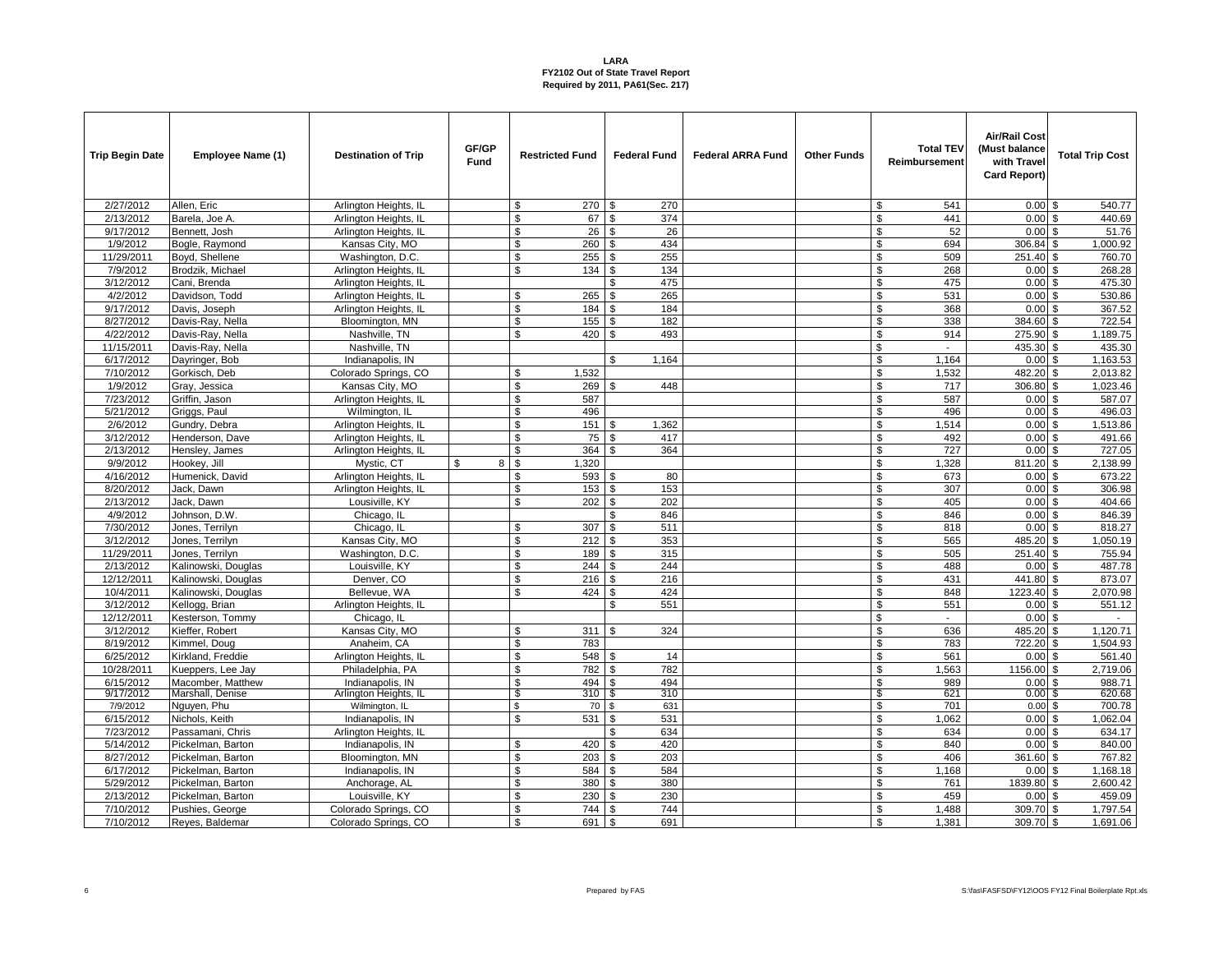**LARA**
**FY2102 Out of State Travel Report**
**Required by 2011, PA61(Sec. 217)**

| Trip Begin Date | Employee Name (1) | Destination of Trip | GF/GP Fund | Restricted Fund | Federal Fund | Federal ARRA Fund | Other Funds | Total TEV Reimbursement | Air/Rail Cost (Must balance with Travel Card Report) | Total Trip Cost |
|---|---|---|---|---|---|---|---|---|---|---|
| 2/27/2012 | Allen, Eric | Arlington Heights, IL | | $ 270 | $ 270 | | | $ 541 | 0.00 | $ 540.77 |
| 2/13/2012 | Barela, Joe A. | Arlington Heights, IL | | $ 67 | $ 374 | | | $ 441 | 0.00 | $ 440.69 |
| 9/17/2012 | Bennett, Josh | Arlington Heights, IL | | $ 26 | $ 26 | | | $ 52 | 0.00 | $ 51.76 |
| 1/9/2012 | Bogle, Raymond | Kansas City, MO | | $ 260 | $ 434 | | | $ 694 | 306.84 | $ 1,000.92 |
| 11/29/2011 | Boyd, Shellene | Washington, D.C. | | $ 255 | $ 255 | | | $ 509 | 251.40 | $ 760.70 |
| 7/9/2012 | Brodzik, Michael | Arlington Heights, IL | | $ 134 | $ 134 | | | $ 268 | 0.00 | $ 268.28 |
| 3/12/2012 | Cani, Brenda | Arlington Heights, IL | | | $ 475 | | | $ 475 | 0.00 | $ 475.30 |
| 4/2/2012 | Davidson, Todd | Arlington Heights, IL | | $ 265 | $ 265 | | | $ 531 | 0.00 | $ 530.86 |
| 9/17/2012 | Davis, Joseph | Arlington Heights, IL | | $ 184 | $ 184 | | | $ 368 | 0.00 | $ 367.52 |
| 8/27/2012 | Davis-Ray, Nella | Bloomington, MN | | $ 155 | $ 182 | | | $ 338 | 384.60 | $ 722.54 |
| 4/22/2012 | Davis-Ray, Nella | Nashville, TN | | $ 420 | $ 493 | | | $ 914 | 275.90 | $ 1,189.75 |
| 11/15/2011 | Davis-Ray, Nella | Nashville, TN | | | | | | $ - | 435.30 | $ 435.30 |
| 6/17/2012 | Dayringer, Bob | Indianapolis, IN | | | $ 1,164 | | | $ 1,164 | 0.00 | $ 1,163.53 |
| 7/10/2012 | Gorkisch, Deb | Colorado Springs, CO | | $ 1,532 | | | | $ 1,532 | 482.20 | $ 2,013.82 |
| 1/9/2012 | Gray, Jessica | Kansas City, MO | | $ 269 | $ 448 | | | $ 717 | 306.80 | $ 1,023.46 |
| 7/23/2012 | Griffin, Jason | Arlington Heights, IL | | $ 587 | | | | $ 587 | 0.00 | $ 587.07 |
| 5/21/2012 | Griggs, Paul | Wilmington, IL | | $ 496 | | | | $ 496 | 0.00 | $ 496.03 |
| 2/6/2012 | Gundry, Debra | Arlington Heights, IL | | $ 151 | $ 1,362 | | | $ 1,514 | 0.00 | $ 1,513.86 |
| 3/12/2012 | Henderson, Dave | Arlington Heights, IL | | $ 75 | $ 417 | | | $ 492 | 0.00 | $ 491.66 |
| 2/13/2012 | Hensley, James | Arlington Heights, IL | | $ 364 | $ 364 | | | $ 727 | 0.00 | $ 727.05 |
| 9/9/2012 | Hookey, Jill | Mystic, CT | $ 8 | $ 1,320 | | | | $ 1,328 | 811.20 | $ 2,138.99 |
| 4/16/2012 | Humenick, David | Arlington Heights, IL | | $ 593 | $ 80 | | | $ 673 | 0.00 | $ 673.22 |
| 8/20/2012 | Jack, Dawn | Arlington Heights, IL | | $ 153 | $ 153 | | | $ 307 | 0.00 | $ 306.98 |
| 2/13/2012 | Jack, Dawn | Lousiville, KY | | $ 202 | $ 202 | | | $ 405 | 0.00 | $ 404.66 |
| 4/9/2012 | Johnson, D.W. | Chicago, IL | | | $ 846 | | | $ 846 | 0.00 | $ 846.39 |
| 7/30/2012 | Jones, Terrilyn | Chicago, IL | | $ 307 | $ 511 | | | $ 818 | 0.00 | $ 818.27 |
| 3/12/2012 | Jones, Terrilyn | Kansas City, MO | | $ 212 | $ 353 | | | $ 565 | 485.20 | $ 1,050.19 |
| 11/29/2011 | Jones, Terrilyn | Washington, D.C. | | $ 189 | $ 315 | | | $ 505 | 251.40 | $ 755.94 |
| 2/13/2012 | Kalinowski, Douglas | Louisville, KY | | $ 244 | $ 244 | | | $ 488 | 0.00 | $ 487.78 |
| 12/12/2011 | Kalinowski, Douglas | Denver, CO | | $ 216 | $ 216 | | | $ 431 | 441.80 | $ 873.07 |
| 10/4/2011 | Kalinowski, Douglas | Bellevue, WA | | $ 424 | $ 424 | | | $ 848 | 1223.40 | $ 2,070.98 |
| 3/12/2012 | Kellogg, Brian | Arlington Heights, IL | | | $ 551 | | | $ 551 | 0.00 | $ 551.12 |
| 12/12/2011 | Kesterson, Tommy | Chicago, IL | | | | | | $ - | 0.00 | $ - |
| 3/12/2012 | Kieffer, Robert | Kansas City, MO | | $ 311 | $ 324 | | | $ 636 | 485.20 | $ 1,120.71 |
| 8/19/2012 | Kimmel, Doug | Anaheim, CA | | $ 783 | | | | $ 783 | 722.20 | $ 1,504.93 |
| 6/25/2012 | Kirkland, Freddie | Arlington Heights, IL | | $ 548 | $ 14 | | | $ 561 | 0.00 | $ 561.40 |
| 10/28/2011 | Kueppers, Lee Jay | Philadelphia, PA | | $ 782 | $ 782 | | | $ 1,563 | 1156.00 | $ 2,719.06 |
| 6/15/2012 | Macomber, Matthew | Indianapolis, IN | | $ 494 | $ 494 | | | $ 989 | 0.00 | $ 988.71 |
| 9/17/2012 | Marshall, Denise | Arlington Heights, IL | | $ 310 | $ 310 | | | $ 621 | 0.00 | $ 620.68 |
| 7/9/2012 | Nguyen, Phu | Wilmington, IL | | $ 70 | $ 631 | | | $ 701 | 0.00 | $ 700.78 |
| 6/15/2012 | Nichols, Keith | Indianapolis, IN | | $ 531 | $ 531 | | | $ 1,062 | 0.00 | $ 1,062.04 |
| 7/23/2012 | Passamani, Chris | Arlington Heights, IL | | | $ 634 | | | $ 634 | 0.00 | $ 634.17 |
| 5/14/2012 | Pickelman, Barton | Indianapolis, IN | | $ 420 | $ 420 | | | $ 840 | 0.00 | $ 840.00 |
| 8/27/2012 | Pickelman, Barton | Bloomington, MN | | $ 203 | $ 203 | | | $ 406 | 361.60 | $ 767.82 |
| 6/17/2012 | Pickelman, Barton | Indianapolis, IN | | $ 584 | $ 584 | | | $ 1,168 | 0.00 | $ 1,168.18 |
| 5/29/2012 | Pickelman, Barton | Anchorage, AL | | $ 380 | $ 380 | | | $ 761 | 1839.80 | $ 2,600.42 |
| 2/13/2012 | Pickelman, Barton | Louisville, KY | | $ 230 | $ 230 | | | $ 459 | 0.00 | $ 459.09 |
| 7/10/2012 | Pushies, George | Colorado Springs, CO | | $ 744 | $ 744 | | | $ 1,488 | 309.70 | $ 1,797.54 |
| 7/10/2012 | Reyes, Baldemar | Colorado Springs, CO | | $ 691 | $ 691 | | | $ 1,381 | 309.70 | $ 1,691.06 |

Prepared by FAS

S:\fas\FASFSD\FY12\OOS FY12 Final Boilerplate Rpt.xls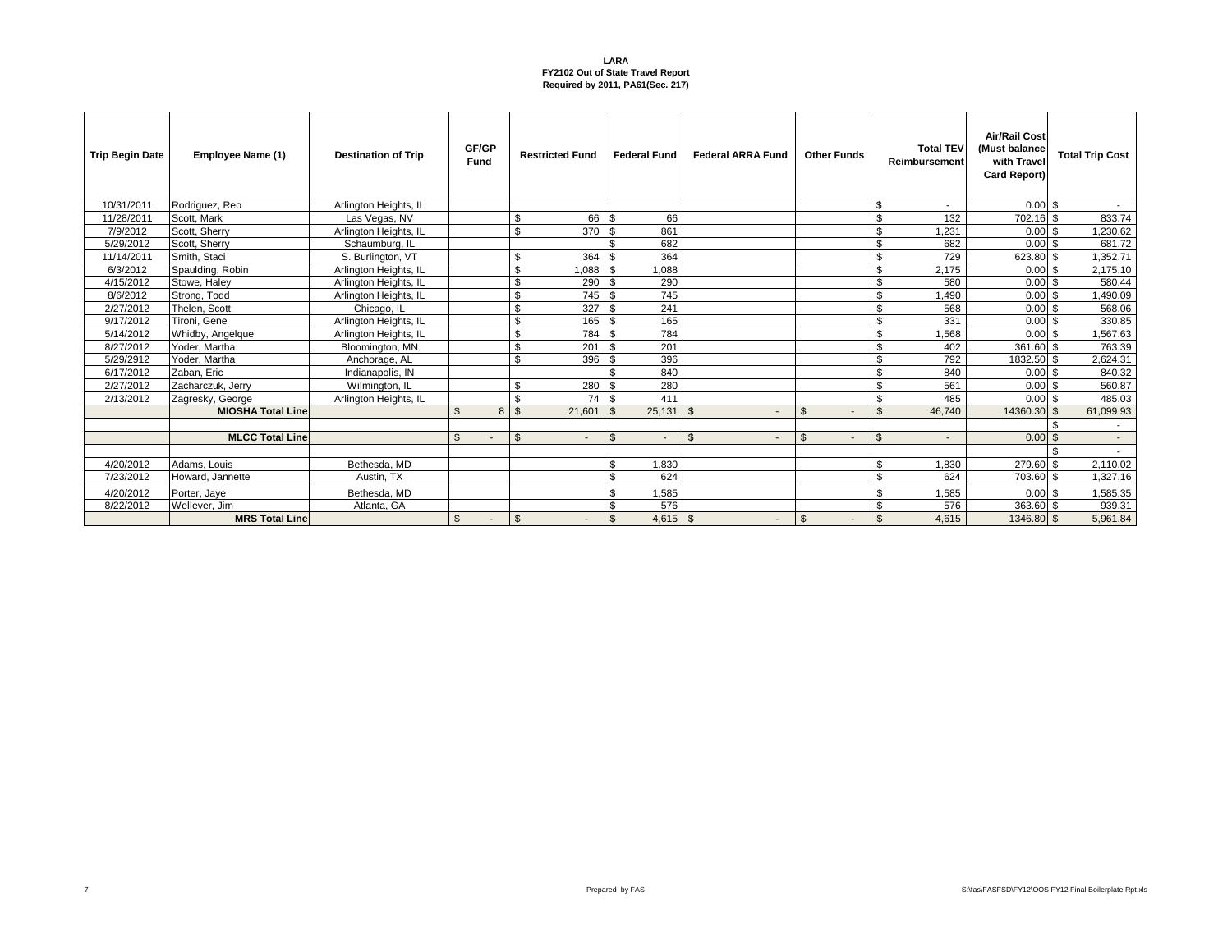**LARA**
**FY2102 Out of State Travel Report**
**Required by 2011, PA61(Sec. 217)**

| Trip Begin Date | Employee Name (1) | Destination of Trip | GF/GP Fund | Restricted Fund | Federal Fund | Federal ARRA Fund | Other Funds | Total TEV Reimbursement | Air/Rail Cost (Must balance with Travel Card Report) | Total Trip Cost |
|---|---|---|---|---|---|---|---|---|---|---|
| 10/31/2011 | Rodriguez, Reo | Arlington Heights, IL | | | | | | $ - | 0.00 | $ - |
| 11/28/2011 | Scott, Mark | Las Vegas, NV | | $ 66 | $ 66 | | | $ 132 | 702.16 | $ 833.74 |
| 7/9/2012 | Scott, Sherry | Arlington Heights, IL | | $ 370 | $ 861 | | | $ 1,231 | 0.00 | $ 1,230.62 |
| 5/29/2012 | Scott, Sherry | Schaumburg, IL | | | $ 682 | | | $ 682 | 0.00 | $ 681.72 |
| 11/14/2011 | Smith, Staci | S. Burlington, VT | | $ 364 | $ 364 | | | $ 729 | 623.80 | $ 1,352.71 |
| 6/3/2012 | Spaulding, Robin | Arlington Heights, IL | | $ 1,088 | $ 1,088 | | | $ 2,175 | 0.00 | $ 2,175.10 |
| 4/15/2012 | Stowe, Haley | Arlington Heights, IL | | $ 290 | $ 290 | | | $ 580 | 0.00 | $ 580.44 |
| 8/6/2012 | Strong, Todd | Arlington Heights, IL | | $ 745 | $ 745 | | | $ 1,490 | 0.00 | $ 1,490.09 |
| 2/27/2012 | Thelen, Scott | Chicago, IL | | $ 327 | $ 241 | | | $ 568 | 0.00 | $ 568.06 |
| 9/17/2012 | Tironi, Gene | Arlington Heights, IL | | $ 165 | $ 165 | | | $ 331 | 0.00 | $ 330.85 |
| 5/14/2012 | Whidby, Angelque | Arlington Heights, IL | | $ 784 | $ 784 | | | $ 1,568 | 0.00 | $ 1,567.63 |
| 8/27/2012 | Yoder, Martha | Bloomington, MN | | $ 201 | $ 201 | | | $ 402 | 361.60 | $ 763.39 |
| 5/29/2912 | Yoder, Martha | Anchorage, AL | | $ 396 | $ 396 | | | $ 792 | 1832.50 | $ 2,624.31 |
| 6/17/2012 | Zaban, Eric | Indianapolis, IN | | | $ 840 | | | $ 840 | 0.00 | $ 840.32 |
| 2/27/2012 | Zacharczuk, Jerry | Wilmington, IL | | $ 280 | $ 280 | | | $ 561 | 0.00 | $ 560.87 |
| 2/13/2012 | Zagresky, George | Arlington Heights, IL | | $ 74 | $ 411 | | | $ 485 | 0.00 | $ 485.03 |
| | **MIOSHA Total Line** | | $ 8 | $ 21,601 | $ 25,131 | $ - | $ - | $ 46,740 | 14360.30 | $ 61,099.93 |
| | | | | | | | | | | $ - |
| | **MLCC Total Line** | | $ - | $ - | $ - | $ - | $ - | $ - | 0.00 | $ - |
| | | | | | | | | | | $ - |
| 4/20/2012 | Adams, Louis | Bethesda, MD | | | $ 1,830 | | | $ 1,830 | 279.60 | $ 2,110.02 |
| 7/23/2012 | Howard, Jannette | Austin, TX | | | $ 624 | | | $ 624 | 703.60 | $ 1,327.16 |
| 4/20/2012 | Porter, Jaye | Bethesda, MD | | | $ 1,585 | | | $ 1,585 | 0.00 | $ 1,585.35 |
| 8/22/2012 | Wellever, Jim | Atlanta, GA | | | $ 576 | | | $ 576 | 363.60 | $ 939.31 |
| | **MRS Total Line** | | $ - | $ - | $ 4,615 | $ - | $ - | $ 4,615 | 1346.80 | $ 5,961.84 |

Prepared by FAS

S:\fas\FASFSD\FY12\OOS FY12 Final Boilerplate Rpt.xls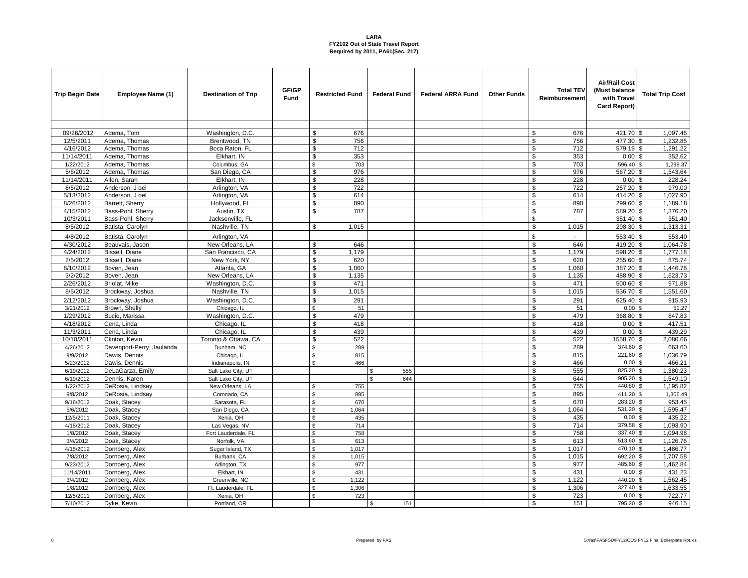**LARA**
**FY2102 Out of State Travel Report**
**Required by 2011, PA61(Sec. 217)**

| Trip Begin Date | Employee Name (1) | Destination of Trip | GF/GP Fund | Restricted Fund | Federal Fund | Federal ARRA Fund | Other Funds | Total TEV Reimbursement | Air/Rail Cost (Must balance with Travel Card Report) | Total Trip Cost |
|---|---|---|---|---|---|---|---|---|---|---|
| | | | | | | | | | | |
| 09/26/2012 | Adema, Tom | Washington, D.C. | | $ 676 | | | | $ 676 | 421.70 | $ 1,097.46 |
| 12/5/2011 | Adema, Thomas | Brentwood, TN | | $ 756 | | | | $ 756 | 477.30 | $ 1,232.85 |
| 4/16/2012 | Adema, Thomas | Boca Raton, FL | | $ 712 | | | | $ 712 | 579.19 | $ 1,291.22 |
| 11/14/2011 | Adema, Thomas | Elkhart, IN | | $ 353 | | | | $ 353 | 0.00 | $ 352.62 |
| 1/22/2012 | Adema, Thomas | Columbus, GA | | $ 703 | | | | $ 703 | 596.40 | $ 1,299.37 |
| 5/6/2012 | Adema, Thomas | San Diego, CA | | $ 976 | | | | $ 976 | 567.20 | $ 1,543.64 |
| 11/14/2011 | Allen, Sarah | Elkhart, IN | | $ 228 | | | | $ 228 | 0.00 | $ 228.24 |
| 8/5/2012 | Anderson, J oel | Arlington, VA | | $ 722 | | | | $ 722 | 257.20 | $ 979.00 |
| 5/13/2012 | Anderson, J oel | Arlington, VA | | $ 614 | | | | $ 614 | 414.20 | $ 1,027.90 |
| 8/26/2012 | Barrett, Sherry | Hollywood, FL | | $ 890 | | | | $ 890 | 299.60 | $ 1,189.18 |
| 4/15/2012 | Bass-Pohl, Sherry | Austin, TX | | $ 787 | | | | $ 787 | 589.20 | $ 1,376.20 |
| 10/3/2011 | Bass-Pohl, Sherry | Jacksonville, FL | | | | | | $ - | 351.40 | $ 351.40 |
| 8/5/2012 | Batista, Carolyn | Nashville, TN | | $ 1,015 | | | | $ 1,015 | 298.30 | $ 1,313.31 |
| 4/8/2012 | Batista, Carolyn | Arlington, VA | | | | | | $ - | 553.40 | $ 553.40 |
| 4/30/2012 | Beauvais, Jason | New Orleans, LA | | $ 646 | | | | $ 646 | 419.20 | $ 1,064.78 |
| 4/24/2012 | Bissell, Diane | San Francisco, CA | | $ 1,179 | | | | $ 1,179 | 598.20 | $ 1,777.18 |
| 2/5/2012 | Bissell, Diane | New York, NY | | $ 620 | | | | $ 620 | 255.60 | $ 875.74 |
| 8/10/2012 | Boven, Jean | Atlanta, GA | | $ 1,060 | | | | $ 1,060 | 387.20 | $ 1,446.78 |
| 3/2/2012 | Boven, Jean | New Orleans, LA | | $ 1,135 | | | | $ 1,135 | 488.90 | $ 1,623.73 |
| 2/26/2012 | Briolat, Mike | Washington, D.C. | | $ 471 | | | | $ 471 | 500.60 | $ 971.88 |
| 8/5/2012 | Brockway, Joshua | Nashville, TN | | $ 1,015 | | | | $ 1,015 | 536.70 | $ 1,551.60 |
| 2/12/2012 | Brockway, Joshua | Washington, D.C. | | $ 291 | | | | $ 291 | 625.40 | $ 915.93 |
| 3/21/2012 | Brown, Shelly | Chicago, IL | | $ 51 | | | | $ 51 | 0.00 | $ 51.27 |
| 1/29/2012 | Bucio, Marissa | Washington, D.C. | | $ 479 | | | | $ 479 | 368.80 | $ 847.83 |
| 4/18/2012 | Cena, Linda | Chicago, IL | | $ 418 | | | | $ 418 | 0.00 | $ 417.51 |
| 11/3/2011 | Cena, Linda | Chicago, IL | | $ 439 | | | | $ 439 | 0.00 | $ 439.29 |
| 10/10/2011 | Clinton, Kevin | Toronto & Ottawa, CA | | $ 522 | | | | $ 522 | 1558.70 | $ 2,080.66 |
| 4/26/2012 | Davenport-Perry, Jaulanda | Dunham, NC | | $ 289 | | | | $ 289 | 374.60 | $ 663.60 |
| 9/9/2012 | Dawis, Dennis | Chicago, IL | | $ 815 | | | | $ 815 | 221.60 | $ 1,036.79 |
| 5/23/2012 | Dawis, Dennis | Indianapolis, IN | | $ 466 | | | | $ 466 | 0.00 | $ 466.21 |
| 6/19/2012 | DeLaGarza, Emily | Salt Lake City, UT | | | $ 555 | | | $ 555 | 825.20 | $ 1,380.23 |
| 6/19/2012 | Dennis, Karen | Salt Lake City, UT | | | $ 644 | | | $ 644 | 905.20 | $ 1,549.10 |
| 1/22/2012 | DeRosia, Lindsay | New Orleans, LA | | $ 755 | | | | $ 755 | 440.80 | $ 1,195.82 |
| 9/8/2012 | DeRosia, Lindsay | Coronado, CA | | $ 895 | | | | $ 895 | 411.20 | $ 1,306.49 |
| 9/16/2012 | Doak, Stacey | Sarasota, FL | | $ 670 | | | | $ 670 | 283.20 | $ 953.45 |
| 5/6/2012 | Doak, Stacey | San Diego, CA | | $ 1,064 | | | | $ 1,064 | 531.20 | $ 1,595.47 |
| 12/5/2011 | Doak, Stacey | Xenia, OH | | $ 435 | | | | $ 435 | 0.00 | $ 435.22 |
| 4/15/2012 | Doak, Stacey | Las Vegas, NV | | $ 714 | | | | $ 714 | 379.58 | $ 1,093.90 |
| 1/8/2012 | Doak, Stacey | Fort Lauderdale, FL | | $ 758 | | | | $ 758 | 337.40 | $ 1,094.98 |
| 3/4/2012 | Doak, Stacey | Norfolk, VA | | $ 613 | | | | $ 613 | 513.60 | $ 1,126.76 |
| 4/15/2012 | Dornberg, Alex | Sugar Island, TX | | $ 1,017 | | | | $ 1,017 | 470.10 | $ 1,486.77 |
| 7/8/2012 | Dornberg, Alex | Burbank, CA | | $ 1,015 | | | | $ 1,015 | 692.20 | $ 1,707.58 |
| 9/23/2012 | Dornberg, Alex | Arlington, TX | | $ 977 | | | | $ 977 | 485.60 | $ 1,462.84 |
| 11/14/2011 | Dornberg, Alex | Elkhart, IN | | $ 431 | | | | $ 431 | 0.00 | $ 431.23 |
| 3/4/2012 | Dornberg, Alex | Greenville, NC | | $ 1,122 | | | | $ 1,122 | 440.20 | $ 1,562.45 |
| 1/8/2012 | Dornberg, Alex | Ft. Lauderdale, FL | | $ 1,306 | | | | $ 1,306 | 327.40 | $ 1,633.55 |
| 12/5/2011 | Dornberg, Alex | Xenia, OH | | $ 723 | | | | $ 723 | 0.00 | $ 722.77 |
| 7/10/2012 | Dyke, Kevin | Portland, OR | | | $ 151 | | | $ 151 | 795.20 | $ 946.15 |

Prepared by FAS

S:\fas\FASFSD\FY12\OOS FY12 Final Boilerplate Rpt.xls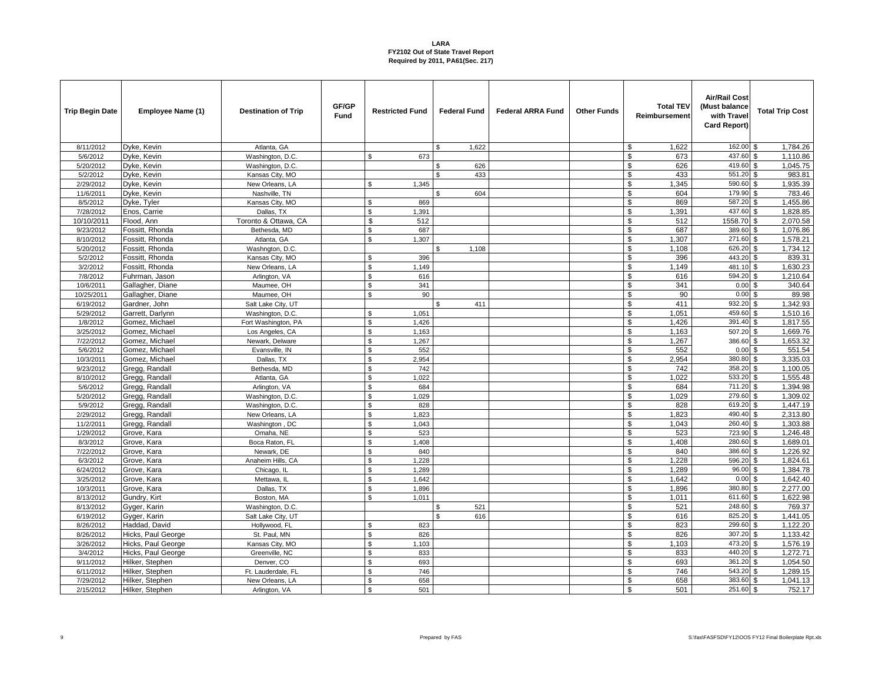**LARA**
**FY2102 Out of State Travel Report**
**Required by 2011, PA61(Sec. 217)**

| Trip Begin Date | Employee Name (1) | Destination of Trip | GF/GP Fund | Restricted Fund | Federal Fund | Federal ARRA Fund | Other Funds | Total TEV Reimbursement | Air/Rail Cost (Must balance with Travel Card Report) | Total Trip Cost |
|---|---|---|---|---|---|---|---|---|---|---|
| 8/11/2012 | Dyke, Kevin | Atlanta, GA | | | $ 1,622 | | | $ 1,622 | 162.00 | $ 1,784.26 |
| 5/6/2012 | Dyke, Kevin | Washington, D.C. | | $ 673 | | | | $ 673 | 437.60 | $ 1,110.86 |
| 5/20/2012 | Dyke, Kevin | Washington, D.C. | | | $ 626 | | | $ 626 | 419.60 | $ 1,045.75 |
| 5/2/2012 | Dyke, Kevin | Kansas City, MO | | | $ 433 | | | $ 433 | 551.20 | $ 983.81 |
| 2/29/2012 | Dyke, Kevin | New Orleans, LA | | $ 1,345 | | | | $ 1,345 | 590.60 | $ 1,935.39 |
| 11/6/2011 | Dyke, Kevin | Nashville, TN | | | $ 604 | | | $ 604 | 179.90 | $ 783.46 |
| 8/5/2012 | Dyke, Tyler | Kansas City, MO | | $ 869 | | | | $ 869 | 587.20 | $ 1,455.86 |
| 7/28/2012 | Enos, Carrie | Dallas, TX | | $ 1,391 | | | | $ 1,391 | 437.60 | $ 1,828.85 |
| 10/10/2011 | Flood, Ann | Toronto & Ottawa, CA | | $ 512 | | | | $ 512 | 1558.70 | $ 2,070.58 |
| 9/23/2012 | Fossitt, Rhonda | Bethesda, MD | | $ 687 | | | | $ 687 | 389.60 | $ 1,076.86 |
| 8/10/2012 | Fossitt, Rhonda | Atlanta, GA | | $ 1,307 | | | | $ 1,307 | 271.60 | $ 1,578.21 |
| 5/20/2012 | Fossitt, Rhonda | Washngton, D.C. | | | $ 1,108 | | | $ 1,108 | 626.20 | $ 1,734.12 |
| 5/2/2012 | Fossitt, Rhonda | Kansas City, MO | | $ 396 | | | | $ 396 | 443.20 | $ 839.31 |
| 3/2/2012 | Fossitt, Rhonda | New Orleans, LA | | $ 1,149 | | | | $ 1,149 | 481.10 | $ 1,630.23 |
| 7/8/2012 | Fuhrman, Jason | Arlington, VA | | $ 616 | | | | $ 616 | 594.20 | $ 1,210.64 |
| 10/6/2011 | Gallagher, Diane | Maumee, OH | | $ 341 | | | | $ 341 | 0.00 | $ 340.64 |
| 10/25/2011 | Gallagher, Diane | Maumee, OH | | $ 90 | | | | $ 90 | 0.00 | $ 89.98 |
| 6/19/2012 | Gardner, John | Salt Lake City, UT | | | $ 411 | | | $ 411 | 932.20 | $ 1,342.93 |
| 5/29/2012 | Garrett, Darlynn | Washington, D.C. | | $ 1,051 | | | | $ 1,051 | 459.60 | $ 1,510.16 |
| 1/8/2012 | Gomez, Michael | Fort Washington, PA | | $ 1,426 | | | | $ 1,426 | 391.40 | $ 1,817.55 |
| 3/25/2012 | Gomez, Michael | Los Angeles, CA | | $ 1,163 | | | | $ 1,163 | 507.20 | $ 1,669.76 |
| 7/22/2012 | Gomez, Michael | Newark, Delware | | $ 1,267 | | | | $ 1,267 | 386.60 | $ 1,653.32 |
| 5/6/2012 | Gomez, Michael | Evansville, IN | | $ 552 | | | | $ 552 | 0.00 | $ 551.54 |
| 10/3/2011 | Gomez, Michael | Dallas, TX | | $ 2,954 | | | | $ 2,954 | 380.80 | $ 3,335.03 |
| 9/23/2012 | Gregg, Randall | Bethesda, MD | | $ 742 | | | | $ 742 | 358.20 | $ 1,100.05 |
| 8/10/2012 | Gregg, Randall | Atlanta, GA | | $ 1,022 | | | | $ 1,022 | 533.20 | $ 1,555.48 |
| 5/6/2012 | Gregg, Randall | Arlington, VA | | $ 684 | | | | $ 684 | 711.20 | $ 1,394.98 |
| 5/20/2012 | Gregg, Randall | Washington, D.C. | | $ 1,029 | | | | $ 1,029 | 279.60 | $ 1,309.02 |
| 5/9/2012 | Gregg, Randall | Washington, D.C. | | $ 828 | | | | $ 828 | 619.20 | $ 1,447.19 |
| 2/29/2012 | Gregg, Randall | New Orleans, LA | | $ 1,823 | | | | $ 1,823 | 490.40 | $ 2,313.80 |
| 11/2/2011 | Gregg, Randall | Washington , DC | | $ 1,043 | | | | $ 1,043 | 260.40 | $ 1,303.88 |
| 1/29/2012 | Grove, Kara | Omaha, NE | | $ 523 | | | | $ 523 | 723.90 | $ 1,246.48 |
| 8/3/2012 | Grove, Kara | Boca Raton, FL | | $ 1,408 | | | | $ 1,408 | 280.60 | $ 1,689.01 |
| 7/22/2012 | Grove, Kara | Newark, DE | | $ 840 | | | | $ 840 | 386.60 | $ 1,226.92 |
| 6/3/2012 | Grove, Kara | Anaheim Hills, CA | | $ 1,228 | | | | $ 1,228 | 596.20 | $ 1,824.61 |
| 6/24/2012 | Grove, Kara | Chicago, IL | | $ 1,289 | | | | $ 1,289 | 96.00 | $ 1,384.78 |
| 3/25/2012 | Grove, Kara | Mettawa, IL | | $ 1,642 | | | | $ 1,642 | 0.00 | $ 1,642.40 |
| 10/3/2011 | Grove, Kara | Dallas, TX | | $ 1,896 | | | | $ 1,896 | 380.80 | $ 2,277.00 |
| 8/13/2012 | Gundry, Kirt | Boston, MA | | $ 1,011 | | | | $ 1,011 | 611.60 | $ 1,622.98 |
| 8/13/2012 | Gyger, Karin | Washington, D.C. | | | $ 521 | | | $ 521 | 248.60 | $ 769.37 |
| 6/19/2012 | Gyger, Karin | Salt Lake City, UT | | | $ 616 | | | $ 616 | 825.20 | $ 1,441.05 |
| 8/26/2012 | Haddad, David | Hollywood, FL | | $ 823 | | | | $ 823 | 299.60 | $ 1,122.20 |
| 8/26/2012 | Hicks, Paul George | St. Paul, MN | | $ 826 | | | | $ 826 | 307.20 | $ 1,133.42 |
| 3/26/2012 | Hicks, Paul George | Kansas City, MO | | $ 1,103 | | | | $ 1,103 | 473.20 | $ 1,576.19 |
| 3/4/2012 | Hicks, Paul George | Greenville, NC | | $ 833 | | | | $ 833 | 440.20 | $ 1,272.71 |
| 9/11/2012 | Hilker, Stephen | Denver, CO | | $ 693 | | | | $ 693 | 361.20 | $ 1,054.50 |
| 6/11/2012 | Hilker, Stephen | Ft. Lauderdale, FL | | $ 746 | | | | $ 746 | 543.20 | $ 1,289.15 |
| 7/29/2012 | Hilker, Stephen | New Orleans, LA | | $ 658 | | | | $ 658 | 383.60 | $ 1,041.13 |
| 2/15/2012 | Hilker, Stephen | Arlington, VA | | $ 501 | | | | $ 501 | 251.60 | $ 752.17 |

Prepared by FAS

S:\fas\FASFSD\FY12\OOS FY12 Final Boilerplate Rpt.xls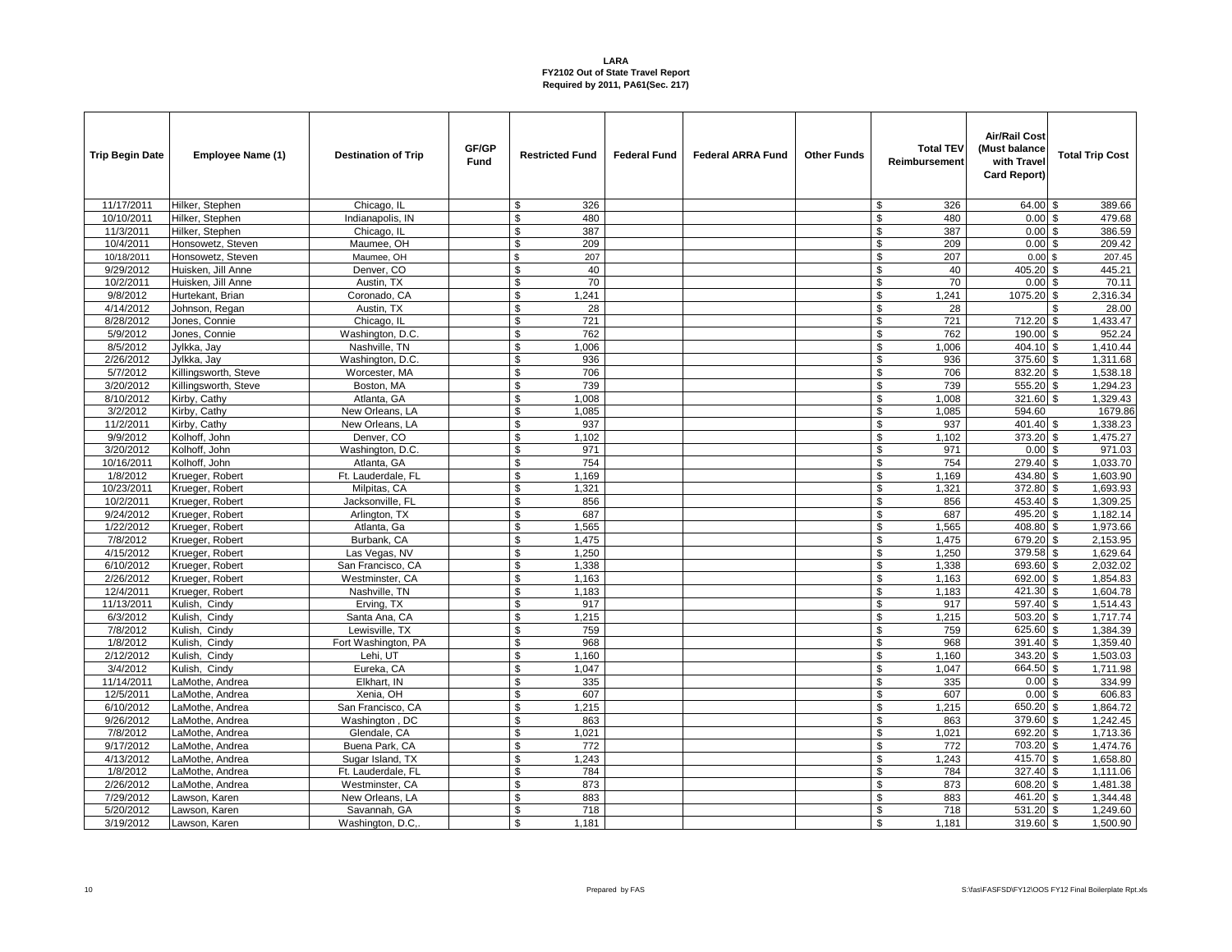**LARA**
**FY2102 Out of State Travel Report**
**Required by 2011, PA61(Sec. 217)**

| Trip Begin Date | Employee Name (1) | Destination of Trip | GF/GP Fund | Restricted Fund | Federal Fund | Federal ARRA Fund | Other Funds | Total TEV Reimbursement | Air/Rail Cost (Must balance with Travel Card Report) | Total Trip Cost |
|---|---|---|---|---|---|---|---|---|---|---|
| 11/17/2011 | Hilker, Stephen | Chicago, IL | | $ 326 | | | | $ 326 | 64.00 | $ 389.66 |
| 10/10/2011 | Hilker, Stephen | Indianapolis, IN | | $ 480 | | | | $ 480 | 0.00 | $ 479.68 |
| 11/3/2011 | Hilker, Stephen | Chicago, IL | | $ 387 | | | | $ 387 | 0.00 | $ 386.59 |
| 10/4/2011 | Honsowetz, Steven | Maumee, OH | | $ 209 | | | | $ 209 | 0.00 | $ 209.42 |
| 10/18/2011 | Honsowetz, Steven | Maumee, OH | | $ 207 | | | | $ 207 | 0.00 | $ 207.45 |
| 9/29/2012 | Huisken, Jill Anne | Denver, CO | | $ 40 | | | | $ 40 | 405.20 | $ 445.21 |
| 10/2/2011 | Huisken, Jill Anne | Austin, TX | | $ 70 | | | | $ 70 | 0.00 | $ 70.11 |
| 9/8/2012 | Hurtekant, Brian | Coronado, CA | | $ 1,241 | | | | $ 1,241 | 1075.20 | $ 2,316.34 |
| 4/14/2012 | Johnson, Regan | Austin, TX | | $ 28 | | | | $ 28 | | $ 28.00 |
| 8/28/2012 | Jones, Connie | Chicago, IL | | $ 721 | | | | $ 721 | 712.20 | $ 1,433.47 |
| 5/9/2012 | Jones, Connie | Washington, D.C. | | $ 762 | | | | $ 762 | 190.00 | $ 952.24 |
| 8/5/2012 | Jylkka, Jay | Nashville, TN | | $ 1,006 | | | | $ 1,006 | 404.10 | $ 1,410.44 |
| 2/26/2012 | Jylkka, Jay | Washington, D.C. | | $ 936 | | | | $ 936 | 375.60 | $ 1,311.68 |
| 5/7/2012 | Killingsworth, Steve | Worcester, MA | | $ 706 | | | | $ 706 | 832.20 | $ 1,538.18 |
| 3/20/2012 | Killingsworth, Steve | Boston, MA | | $ 739 | | | | $ 739 | 555.20 | $ 1,294.23 |
| 8/10/2012 | Kirby, Cathy | Atlanta, GA | | $ 1,008 | | | | $ 1,008 | 321.60 | $ 1,329.43 |
| 3/2/2012 | Kirby, Cathy | New Orleans, LA | | $ 1,085 | | | | $ 1,085 | 594.60 | 1679.86 |
| 11/2/2011 | Kirby, Cathy | New Orleans, LA | | $ 937 | | | | $ 937 | 401.40 | $ 1,338.23 |
| 9/9/2012 | Kolhoff, John | Denver, CO | | $ 1,102 | | | | $ 1,102 | 373.20 | $ 1,475.27 |
| 3/20/2012 | Kolhoff, John | Washington, D.C. | | $ 971 | | | | $ 971 | 0.00 | $ 971.03 |
| 10/16/2011 | Kolhoff, John | Atlanta, GA | | $ 754 | | | | $ 754 | 279.40 | $ 1,033.70 |
| 1/8/2012 | Krueger, Robert | Ft. Lauderdale, FL | | $ 1,169 | | | | $ 1,169 | 434.80 | $ 1,603.90 |
| 10/23/2011 | Krueger, Robert | Milpitas, CA | | $ 1,321 | | | | $ 1,321 | 372.80 | $ 1,693.93 |
| 10/2/2011 | Krueger, Robert | Jacksonville, FL | | $ 856 | | | | $ 856 | 453.40 | $ 1,309.25 |
| 9/24/2012 | Krueger, Robert | Arlington, TX | | $ 687 | | | | $ 687 | 495.20 | $ 1,182.14 |
| 1/22/2012 | Krueger, Robert | Atlanta, Ga | | $ 1,565 | | | | $ 1,565 | 408.80 | $ 1,973.66 |
| 7/8/2012 | Krueger, Robert | Burbank, CA | | $ 1,475 | | | | $ 1,475 | 679.20 | $ 2,153.95 |
| 4/15/2012 | Krueger, Robert | Las Vegas, NV | | $ 1,250 | | | | $ 1,250 | 379.58 | $ 1,629.64 |
| 6/10/2012 | Krueger, Robert | San Francisco, CA | | $ 1,338 | | | | $ 1,338 | 693.60 | $ 2,032.02 |
| 2/26/2012 | Krueger, Robert | Westminster, CA | | $ 1,163 | | | | $ 1,163 | 692.00 | $ 1,854.83 |
| 12/4/2011 | Krueger, Robert | Nashville, TN | | $ 1,183 | | | | $ 1,183 | 421.30 | $ 1,604.78 |
| 11/13/2011 | Kulish, Cindy | Erving, TX | | $ 917 | | | | $ 917 | 597.40 | $ 1,514.43 |
| 6/3/2012 | Kulish, Cindy | Santa Ana, CA | | $ 1,215 | | | | $ 1,215 | 503.20 | $ 1,717.74 |
| 7/8/2012 | Kulish, Cindy | Lewisville, TX | | $ 759 | | | | $ 759 | 625.60 | $ 1,384.39 |
| 1/8/2012 | Kulish, Cindy | Fort Washington, PA | | $ 968 | | | | $ 968 | 391.40 | $ 1,359.40 |
| 2/12/2012 | Kulish, Cindy | Lehi, UT | | $ 1,160 | | | | $ 1,160 | 343.20 | $ 1,503.03 |
| 3/4/2012 | Kulish, Cindy | Eureka, CA | | $ 1,047 | | | | $ 1,047 | 664.50 | $ 1,711.98 |
| 11/14/2011 | LaMothe, Andrea | Elkhart, IN | | $ 335 | | | | $ 335 | 0.00 | $ 334.99 |
| 12/5/2011 | LaMothe, Andrea | Xenia, OH | | $ 607 | | | | $ 607 | 0.00 | $ 606.83 |
| 6/10/2012 | LaMothe, Andrea | San Francisco, CA | | $ 1,215 | | | | $ 1,215 | 650.20 | $ 1,864.72 |
| 9/26/2012 | LaMothe, Andrea | Washington , DC | | $ 863 | | | | $ 863 | 379.60 | $ 1,242.45 |
| 7/8/2012 | LaMothe, Andrea | Glendale, CA | | $ 1,021 | | | | $ 1,021 | 692.20 | $ 1,713.36 |
| 9/17/2012 | LaMothe, Andrea | Buena Park, CA | | $ 772 | | | | $ 772 | 703.20 | $ 1,474.76 |
| 4/13/2012 | LaMothe, Andrea | Sugar Island, TX | | $ 1,243 | | | | $ 1,243 | 415.70 | $ 1,658.80 |
| 1/8/2012 | LaMothe, Andrea | Ft. Lauderdale, FL | | $ 784 | | | | $ 784 | 327.40 | $ 1,111.06 |
| 2/26/2012 | LaMothe, Andrea | Westminster, CA | | $ 873 | | | | $ 873 | 608.20 | $ 1,481.38 |
| 7/29/2012 | Lawson, Karen | New Orleans, LA | | $ 883 | | | | $ 883 | 461.20 | $ 1,344.48 |
| 5/20/2012 | Lawson, Karen | Savannah, GA | | $ 718 | | | | $ 718 | 531.20 | $ 1,249.60 |
| 3/19/2012 | Lawson, Karen | Washington, D.C,. | | $ 1,181 | | | | $ 1,181 | 319.60 | $ 1,500.90 |

Prepared by FAS

S:\fas\FASFSD\FY12\OOS FY12 Final Boilerplate Rpt.xls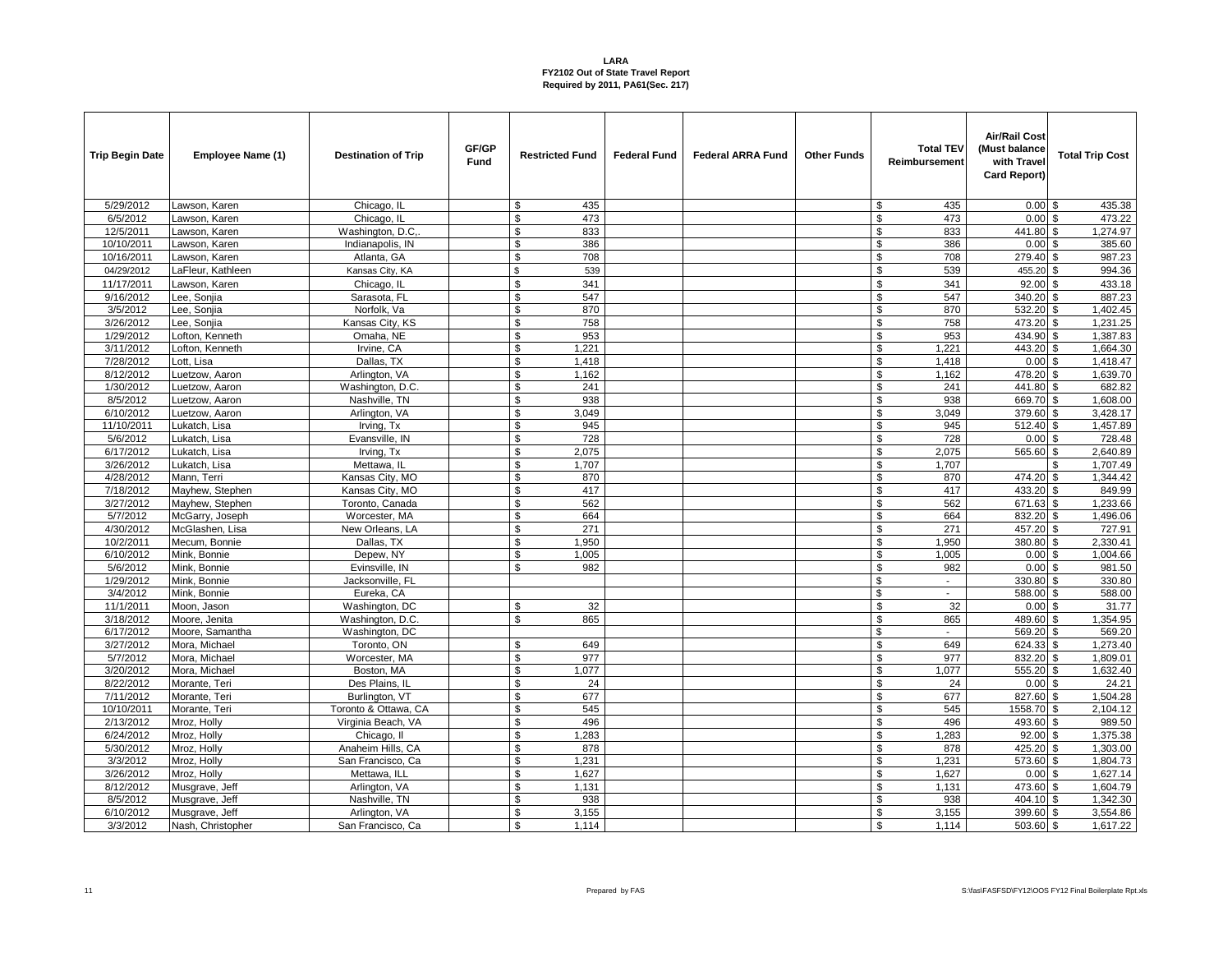**LARA**
**FY2102 Out of State Travel Report**
**Required by 2011, PA61(Sec. 217)**

| Trip Begin Date | Employee Name (1) | Destination of Trip | GF/GP Fund | Restricted Fund | Federal Fund | Federal ARRA Fund | Other Funds | Total TEV Reimbursement | Air/Rail Cost (Must balance with Travel Card Report) | Total Trip Cost |
|---|---|---|---|---|---|---|---|---|---|---|
| 5/29/2012 | Lawson, Karen | Chicago, IL | | $ 435 | | | | $ 435 | 0.00 | $ 435.38 |
| 6/5/2012 | Lawson, Karen | Chicago, IL | | $ 473 | | | | $ 473 | 0.00 | $ 473.22 |
| 12/5/2011 | Lawson, Karen | Washington, D.C,. | | $ 833 | | | | $ 833 | 441.80 | $ 1,274.97 |
| 10/10/2011 | Lawson, Karen | Indianapolis, IN | | $ 386 | | | | $ 386 | 0.00 | $ 385.60 |
| 10/16/2011 | Lawson, Karen | Atlanta, GA | | $ 708 | | | | $ 708 | 279.40 | $ 987.23 |
| 04/29/2012 | LaFleur, Kathleen | Kansas City, KA | | $ 539 | | | | $ 539 | 455.20 | $ 994.36 |
| 11/17/2011 | Lawson, Karen | Chicago, IL | | $ 341 | | | | $ 341 | 92.00 | $ 433.18 |
| 9/16/2012 | Lee, Sonjia | Sarasota, FL | | $ 547 | | | | $ 547 | 340.20 | $ 887.23 |
| 3/5/2012 | Lee, Sonjia | Norfolk, Va | | $ 870 | | | | $ 870 | 532.20 | $ 1,402.45 |
| 3/26/2012 | Lee, Sonjia | Kansas City, KS | | $ 758 | | | | $ 758 | 473.20 | $ 1,231.25 |
| 1/29/2012 | Lofton, Kenneth | Omaha, NE | | $ 953 | | | | $ 953 | 434.90 | $ 1,387.83 |
| 3/11/2012 | Lofton, Kenneth | Irvine, CA | | $ 1,221 | | | | $ 1,221 | 443.20 | $ 1,664.30 |
| 7/28/2012 | Lott, Lisa | Dallas, TX | | $ 1,418 | | | | $ 1,418 | 0.00 | $ 1,418.47 |
| 8/12/2012 | Luetzow, Aaron | Arlington, VA | | $ 1,162 | | | | $ 1,162 | 478.20 | $ 1,639.70 |
| 1/30/2012 | Luetzow, Aaron | Washington, D.C. | | $ 241 | | | | $ 241 | 441.80 | $ 682.82 |
| 8/5/2012 | Luetzow, Aaron | Nashville, TN | | $ 938 | | | | $ 938 | 669.70 | $ 1,608.00 |
| 6/10/2012 | Luetzow, Aaron | Arlington, VA | | $ 3,049 | | | | $ 3,049 | 379.60 | $ 3,428.17 |
| 11/10/2011 | Lukatch, Lisa | Irving, Tx | | $ 945 | | | | $ 945 | 512.40 | $ 1,457.89 |
| 5/6/2012 | Lukatch, Lisa | Evansville, IN | | $ 728 | | | | $ 728 | 0.00 | $ 728.48 |
| 6/17/2012 | Lukatch, Lisa | Irving, Tx | | $ 2,075 | | | | $ 2,075 | 565.60 | $ 2,640.89 |
| 3/26/2012 | Lukatch, Lisa | Mettawa, IL | | $ 1,707 | | | | $ 1,707 | | $ 1,707.49 |
| 4/28/2012 | Mann, Terri | Kansas City, MO | | $ 870 | | | | $ 870 | 474.20 | $ 1,344.42 |
| 7/18/2012 | Mayhew, Stephen | Kansas City, MO | | $ 417 | | | | $ 417 | 433.20 | $ 849.99 |
| 3/27/2012 | Mayhew, Stephen | Toronto, Canada | | $ 562 | | | | $ 562 | 671.63 | $ 1,233.66 |
| 5/7/2012 | McGarry, Joseph | Worcester, MA | | $ 664 | | | | $ 664 | 832.20 | $ 1,496.06 |
| 4/30/2012 | McGlashen, Lisa | New Orleans, LA | | $ 271 | | | | $ 271 | 457.20 | $ 727.91 |
| 10/2/2011 | Mecum, Bonnie | Dallas, TX | | $ 1,950 | | | | $ 1,950 | 380.80 | $ 2,330.41 |
| 6/10/2012 | Mink, Bonnie | Depew, NY | | $ 1,005 | | | | $ 1,005 | 0.00 | $ 1,004.66 |
| 5/6/2012 | Mink, Bonnie | Evinsville, IN | | $ 982 | | | | $ 982 | 0.00 | $ 981.50 |
| 1/29/2012 | Mink, Bonnie | Jacksonville, FL | | | | | | $ - | 330.80 | $ 330.80 |
| 3/4/2012 | Mink, Bonnie | Eureka, CA | | | | | | $ - | 588.00 | $ 588.00 |
| 11/1/2011 | Moon, Jason | Washington, DC | | $ 32 | | | | $ 32 | 0.00 | $ 31.77 |
| 3/18/2012 | Moore, Jenita | Washington, D.C. | | $ 865 | | | | $ 865 | 489.60 | $ 1,354.95 |
| 6/17/2012 | Moore, Samantha | Washington, DC | | | | | | $ - | 569.20 | $ 569.20 |
| 3/27/2012 | Mora, Michael | Toronto, ON | | $ 649 | | | | $ 649 | 624.33 | $ 1,273.40 |
| 5/7/2012 | Mora, Michael | Worcester, MA | | $ 977 | | | | $ 977 | 832.20 | $ 1,809.01 |
| 3/20/2012 | Mora, Michael | Boston, MA | | $ 1,077 | | | | $ 1,077 | 555.20 | $ 1,632.40 |
| 8/22/2012 | Morante, Teri | Des Plains, IL | | $ 24 | | | | $ 24 | 0.00 | $ 24.21 |
| 7/11/2012 | Morante, Teri | Burlington, VT | | $ 677 | | | | $ 677 | 827.60 | $ 1,504.28 |
| 10/10/2011 | Morante, Teri | Toronto & Ottawa, CA | | $ 545 | | | | $ 545 | 1558.70 | $ 2,104.12 |
| 2/13/2012 | Mroz, Holly | Virginia Beach, VA | | $ 496 | | | | $ 496 | 493.60 | $ 989.50 |
| 6/24/2012 | Mroz, Holly | Chicago, Il | | $ 1,283 | | | | $ 1,283 | 92.00 | $ 1,375.38 |
| 5/30/2012 | Mroz, Holly | Anaheim Hills, CA | | $ 878 | | | | $ 878 | 425.20 | $ 1,303.00 |
| 3/3/2012 | Mroz, Holly | San Francisco, Ca | | $ 1,231 | | | | $ 1,231 | 573.60 | $ 1,804.73 |
| 3/26/2012 | Mroz, Holly | Mettawa, ILL | | $ 1,627 | | | | $ 1,627 | 0.00 | $ 1,627.14 |
| 8/12/2012 | Musgrave, Jeff | Arlington, VA | | $ 1,131 | | | | $ 1,131 | 473.60 | $ 1,604.79 |
| 8/5/2012 | Musgrave, Jeff | Nashville, TN | | $ 938 | | | | $ 938 | 404.10 | $ 1,342.30 |
| 6/10/2012 | Musgrave, Jeff | Arlington, VA | | $ 3,155 | | | | $ 3,155 | 399.60 | $ 3,554.86 |
| 3/3/2012 | Nash, Christopher | San Francisco, Ca | | $ 1,114 | | | | $ 1,114 | 503.60 | $ 1,617.22 |

Prepared by FAS

S:\fas\FASFSD\FY12\OOS FY12 Final Boilerplate Rpt.xls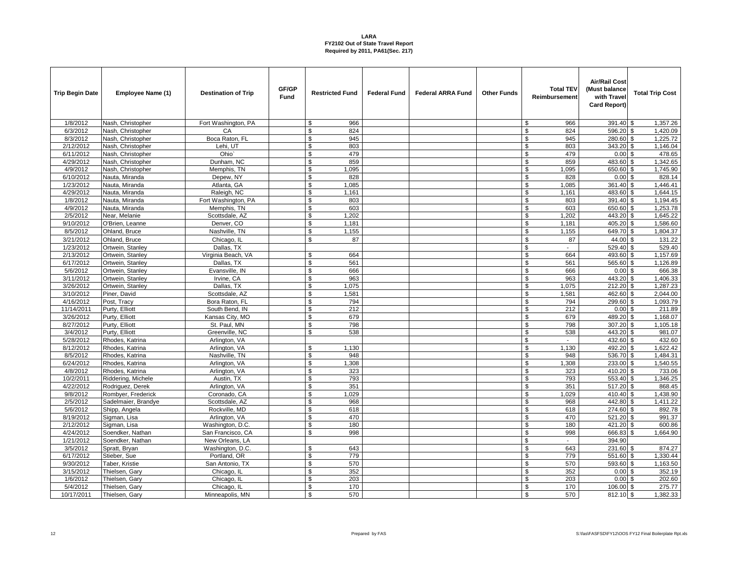**LARA**
**FY2102 Out of State Travel Report**
**Required by 2011, PA61(Sec. 217)**

| Trip Begin Date | Employee Name (1) | Destination of Trip | GF/GP Fund | Restricted Fund | Federal Fund | Federal ARRA Fund | Other Funds | Total TEV Reimbursement | Air/Rail Cost (Must balance with Travel Card Report) | Total Trip Cost |
|---|---|---|---|---|---|---|---|---|---|---|
| 1/8/2012 | Nash, Christopher | Fort Washington, PA | | $ 966 | | | | $ 966 | 391.40 | $ 1,357.26 |
| 6/3/2012 | Nash, Christopher | CA | | $ 824 | | | | $ 824 | 596.20 | $ 1,420.09 |
| 8/3/2012 | Nash, Christopher | Boca Raton, FL | | $ 945 | | | | $ 945 | 280.60 | $ 1,225.72 |
| 2/12/2012 | Nash, Christopher | Lehi, UT | | $ 803 | | | | $ 803 | 343.20 | $ 1,146.04 |
| 6/11/2012 | Nash, Christopher | Ohio` | | $ 479 | | | | $ 479 | 0.00 | $ 478.65 |
| 4/29/2012 | Nash, Christopher | Dunham, NC | | $ 859 | | | | $ 859 | 483.60 | $ 1,342.65 |
| 4/9/2012 | Nash, Christopher | Memphis, TN | | $ 1,095 | | | | $ 1,095 | 650.60 | $ 1,745.90 |
| 6/10/2012 | Nauta, Miranda | Depew, NY | | $ 828 | | | | $ 828 | 0.00 | $ 828.14 |
| 1/23/2012 | Nauta, Miranda | Atlanta, GA | | $ 1,085 | | | | $ 1,085 | 361.40 | $ 1,446.41 |
| 4/29/2012 | Nauta, Miranda | Raleigh, NC | | $ 1,161 | | | | $ 1,161 | 483.60 | $ 1,644.15 |
| 1/8/2012 | Nauta, Miranda | Fort Washington, PA | | $ 803 | | | | $ 803 | 391.40 | $ 1,194.45 |
| 4/9/2012 | Nauta, Miranda | Memphis, TN | | $ 603 | | | | $ 603 | 650.60 | $ 1,253.78 |
| 2/5/2012 | Near, Melanie | Scottsdale, AZ | | $ 1,202 | | | | $ 1,202 | 443.20 | $ 1,645.22 |
| 9/10/2012 | O'Brien, Leanne | Denver, CO | | $ 1,181 | | | | $ 1,181 | 405.20 | $ 1,586.60 |
| 8/5/2012 | Ohland, Bruce | Nashville, TN | | $ 1,155 | | | | $ 1,155 | 649.70 | $ 1,804.37 |
| 3/21/2012 | Ohland, Bruce | Chicago, IL | | $ 87 | | | | $ 87 | 44.00 | $ 131.22 |
| 1/23/2012 | Ortwein, Stanley | Dallas, TX | | | | | | $ - | 529.40 | $ 529.40 |
| 2/13/2012 | Ortwein, Stanley | Virginia Beach, VA | | $ 664 | | | | $ 664 | 493.60 | $ 1,157.69 |
| 6/17/2012 | Ortwein, Stanley | Dallas, TX | | $ 561 | | | | $ 561 | 565.60 | $ 1,126.89 |
| 5/6/2012 | Ortwein, Stanley | Evansville, IN | | $ 666 | | | | $ 666 | 0.00 | $ 666.38 |
| 3/11/2012 | Ortwein, Stanley | Irvine, CA | | $ 963 | | | | $ 963 | 443.20 | $ 1,406.33 |
| 3/26/2012 | Ortwein, Stanley | Dallas, TX | | $ 1,075 | | | | $ 1,075 | 212.20 | $ 1,287.23 |
| 3/10/2012 | Piner, David | Scottsdale, AZ | | $ 1,581 | | | | $ 1,581 | 462.60 | $ 2,044.00 |
| 4/16/2012 | Post, Tracy | Bora Raton, FL | | $ 794 | | | | $ 794 | 299.60 | $ 1,093.79 |
| 11/14/2011 | Purty, Elliott | South Bend, IN | | $ 212 | | | | $ 212 | 0.00 | $ 211.89 |
| 3/26/2012 | Purty, Elliott | Kansas City, MO | | $ 679 | | | | $ 679 | 489.20 | $ 1,168.07 |
| 8/27/2012 | Purty, Elliott | St. Paul, MN | | $ 798 | | | | $ 798 | 307.20 | $ 1,105.18 |
| 3/4/2012 | Purty, Elliott | Greenville, NC | | $ 538 | | | | $ 538 | 443.20 | $ 981.07 |
| 5/28/2012 | Rhodes, Katrina | Arlington, VA | | | | | | $ - | 432.60 | $ 432.60 |
| 8/12/2012 | Rhodes, Katrina | Arlington, VA | | $ 1,130 | | | | $ 1,130 | 492.20 | $ 1,622.42 |
| 8/5/2012 | Rhodes, Katrina | Nashville, TN | | $ 948 | | | | $ 948 | 536.70 | $ 1,484.31 |
| 6/24/2012 | Rhodes, Katrina | Arlington, VA | | $ 1,308 | | | | $ 1,308 | 233.00 | $ 1,540.55 |
| 4/8/2012 | Rhodes, Katrina | Arlington, VA | | $ 323 | | | | $ 323 | 410.20 | $ 733.06 |
| 10/2/2011 | Riddering, Michele | Austin, TX | | $ 793 | | | | $ 793 | 553.40 | $ 1,346.25 |
| 4/22/2012 | Rodriguez, Derek | Arlington, VA | | $ 351 | | | | $ 351 | 517.20 | $ 868.45 |
| 9/8/2012 | Rombyer, Frederick | Coronado, CA | | $ 1,029 | | | | $ 1,029 | 410.40 | $ 1,438.90 |
| 2/5/2012 | Sadelmaier, Brandye | Scottsdale, AZ | | $ 968 | | | | $ 968 | 442.80 | $ 1,411.22 |
| 5/6/2012 | Shipp, Angela | Rockville, MD | | $ 618 | | | | $ 618 | 274.60 | $ 892.78 |
| 8/19/2012 | Sigman, Lisa | Arlington, VA | | $ 470 | | | | $ 470 | 521.20 | $ 991.37 |
| 2/12/2012 | Sigman, Lisa | Washington, D.C. | | $ 180 | | | | $ 180 | 421.20 | $ 600.86 |
| 4/24/2012 | Soendker, Nathan | San Francisco, CA | | $ 998 | | | | $ 998 | 666.83 | $ 1,664.90 |
| 1/21/2012 | Soendker, Nathan | New Orleans, LA | | | | | | $ - | 394.90 | |
| 3/5/2012 | Spratt, Bryan | Washington, D.C. | | $ 643 | | | | $ 643 | 231.60 | $ 874.27 |
| 6/17/2012 | Stieber, Sue | Portland, OR | | $ 779 | | | | $ 779 | 551.60 | $ 1,330.44 |
| 9/30/2012 | Taber, Kristie | San Antonio, TX | | $ 570 | | | | $ 570 | 593.60 | $ 1,163.50 |
| 3/15/2012 | Thielsen, Gary | Chicago, IL | | $ 352 | | | | $ 352 | 0.00 | $ 352.19 |
| 1/6/2012 | Thielsen, Gary | Chicago, IL | | $ 203 | | | | $ 203 | 0.00 | $ 202.60 |
| 5/4/2012 | Thielsen, Gary | Chicago, IL | | $ 170 | | | | $ 170 | 106.00 | $ 275.77 |
| 10/17/2011 | Thielsen, Gary | Minneapolis, MN | | $ 570 | | | | $ 570 | 812.10 | $ 1,382.33 |

Prepared by FAS

S:\fas\FASFSD\FY12\OOS FY12 Final Boilerplate Rpt.xls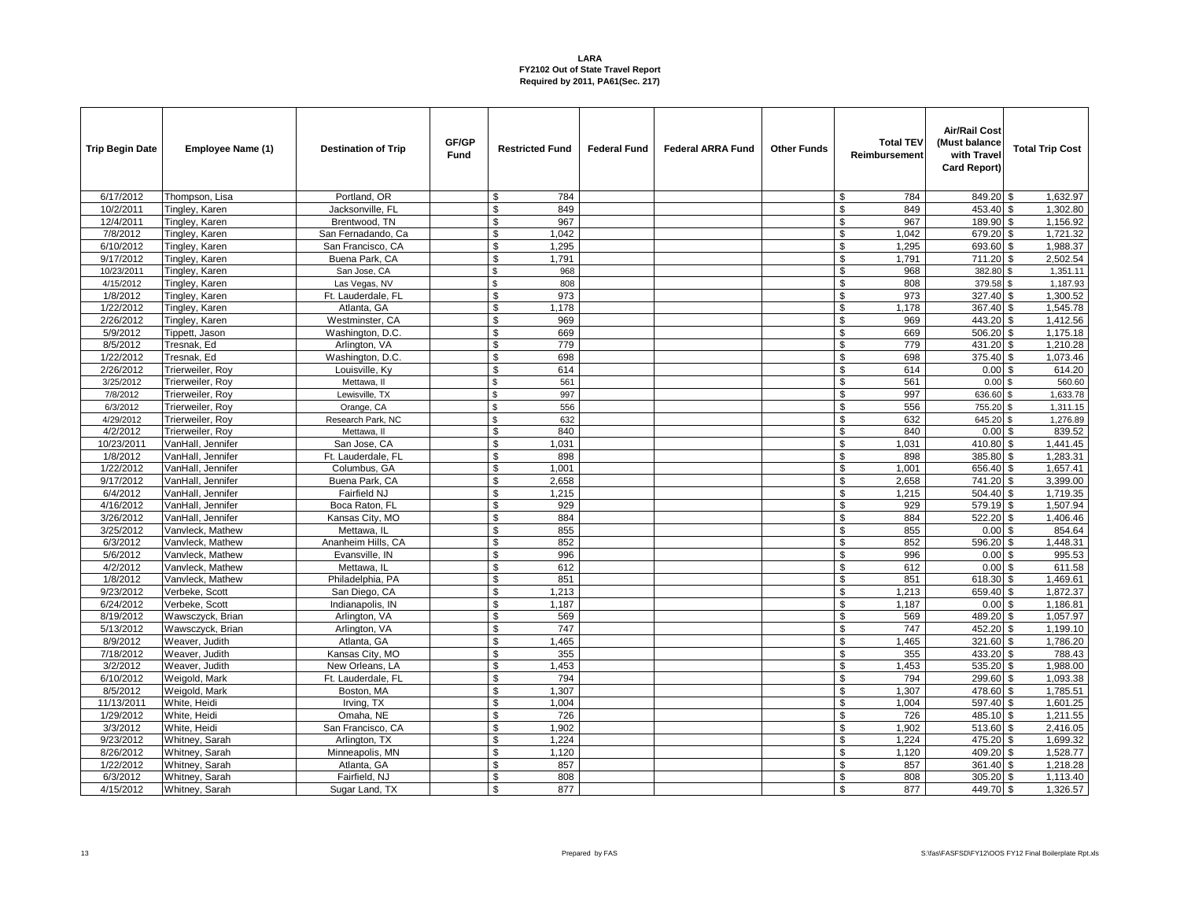**LARA**
**FY2102 Out of State Travel Report**
**Required by 2011, PA61(Sec. 217)**

| Trip Begin Date | Employee Name (1) | Destination of Trip | GF/GP Fund | Restricted Fund | Federal Fund | Federal ARRA Fund | Other Funds | Total TEV Reimbursement | Air/Rail Cost (Must balance with Travel Card Report) | Total Trip Cost |
|---|---|---|---|---|---|---|---|---|---|---|
| 6/17/2012 | Thompson, Lisa | Portland, OR | | $ 784 | | | | $ 784 | 849.20 | $ 1,632.97 |
| 10/2/2011 | Tingley, Karen | Jacksonville, FL | | $ 849 | | | | $ 849 | 453.40 | $ 1,302.80 |
| 12/4/2011 | Tingley, Karen | Brentwood, TN | | $ 967 | | | | $ 967 | 189.90 | $ 1,156.92 |
| 7/8/2012 | Tingley, Karen | San Fernadando, Ca | | $ 1,042 | | | | $ 1,042 | 679.20 | $ 1,721.32 |
| 6/10/2012 | Tingley, Karen | San Francisco, CA | | $ 1,295 | | | | $ 1,295 | 693.60 | $ 1,988.37 |
| 9/17/2012 | Tingley, Karen | Buena Park, CA | | $ 1,791 | | | | $ 1,791 | 711.20 | $ 2,502.54 |
| 10/23/2011 | Tingley, Karen | San Jose, CA | | $ 968 | | | | $ 968 | 382.80 | $ 1,351.11 |
| 4/15/2012 | Tingley, Karen | Las Vegas, NV | | $ 808 | | | | $ 808 | 379.58 | $ 1,187.93 |
| 1/8/2012 | Tingley, Karen | Ft. Lauderdale, FL | | $ 973 | | | | $ 973 | 327.40 | $ 1,300.52 |
| 1/22/2012 | Tingley, Karen | Atlanta, GA | | $ 1,178 | | | | $ 1,178 | 367.40 | $ 1,545.78 |
| 2/26/2012 | Tingley, Karen | Westminster, CA | | $ 969 | | | | $ 969 | 443.20 | $ 1,412.56 |
| 5/9/2012 | Tippett, Jason | Washington, D.C. | | $ 669 | | | | $ 669 | 506.20 | $ 1,175.18 |
| 8/5/2012 | Tresnak, Ed | Arlington, VA | | $ 779 | | | | $ 779 | 431.20 | $ 1,210.28 |
| 1/22/2012 | Tresnak, Ed | Washington, D.C. | | $ 698 | | | | $ 698 | 375.40 | $ 1,073.46 |
| 2/26/2012 | Trierweiler, Roy | Louisville, Ky | | $ 614 | | | | $ 614 | 0.00 | $ 614.20 |
| 3/25/2012 | Trierweiler, Roy | Mettawa, Il | | $ 561 | | | | $ 561 | 0.00 | $ 560.60 |
| 7/8/2012 | Trierweiler, Roy | Lewisville, TX | | $ 997 | | | | $ 997 | 636.60 | $ 1,633.78 |
| 6/3/2012 | Trierweiler, Roy | Orange, CA | | $ 556 | | | | $ 556 | 755.20 | $ 1,311.15 |
| 4/29/2012 | Trierweiler, Roy | Research Park, NC | | $ 632 | | | | $ 632 | 645.20 | $ 1,276.89 |
| 4/2/2012 | Trierweiler, Roy | Mettawa, Il | | $ 840 | | | | $ 840 | 0.00 | $ 839.52 |
| 10/23/2011 | VanHall, Jennifer | San Jose, CA | | $ 1,031 | | | | $ 1,031 | 410.80 | $ 1,441.45 |
| 1/8/2012 | VanHall, Jennifer | Ft. Lauderdale, FL | | $ 898 | | | | $ 898 | 385.80 | $ 1,283.31 |
| 1/22/2012 | VanHall, Jennifer | Columbus, GA | | $ 1,001 | | | | $ 1,001 | 656.40 | $ 1,657.41 |
| 9/17/2012 | VanHall, Jennifer | Buena Park, CA | | $ 2,658 | | | | $ 2,658 | 741.20 | $ 3,399.00 |
| 6/4/2012 | VanHall, Jennifer | Fairfield NJ | | $ 1,215 | | | | $ 1,215 | 504.40 | $ 1,719.35 |
| 4/16/2012 | VanHall, Jennifer | Boca Raton, FL | | $ 929 | | | | $ 929 | 579.19 | $ 1,507.94 |
| 3/26/2012 | VanHall, Jennifer | Kansas City, MO | | $ 884 | | | | $ 884 | 522.20 | $ 1,406.46 |
| 3/25/2012 | Vanvleck, Mathew | Mettawa, IL | | $ 855 | | | | $ 855 | 0.00 | $ 854.64 |
| 6/3/2012 | Vanvleck, Mathew | Ananheim Hills, CA | | $ 852 | | | | $ 852 | 596.20 | $ 1,448.31 |
| 5/6/2012 | Vanvleck, Mathew | Evansville, IN | | $ 996 | | | | $ 996 | 0.00 | $ 995.53 |
| 4/2/2012 | Vanvleck, Mathew | Mettawa, IL | | $ 612 | | | | $ 612 | 0.00 | $ 611.58 |
| 1/8/2012 | Vanvleck, Mathew | Philadelphia, PA | | $ 851 | | | | $ 851 | 618.30 | $ 1,469.61 |
| 9/23/2012 | Verbeke, Scott | San Diego, CA | | $ 1,213 | | | | $ 1,213 | 659.40 | $ 1,872.37 |
| 6/24/2012 | Verbeke, Scott | Indianapolis, IN | | $ 1,187 | | | | $ 1,187 | 0.00 | $ 1,186.81 |
| 8/19/2012 | Wawsczyck, Brian | Arlington, VA | | $ 569 | | | | $ 569 | 489.20 | $ 1,057.97 |
| 5/13/2012 | Wawsczyck, Brian | Arlington, VA | | $ 747 | | | | $ 747 | 452.20 | $ 1,199.10 |
| 8/9/2012 | Weaver, Judith | Atlanta, GA | | $ 1,465 | | | | $ 1,465 | 321.60 | $ 1,786.20 |
| 7/18/2012 | Weaver, Judith | Kansas City, MO | | $ 355 | | | | $ 355 | 433.20 | $ 788.43 |
| 3/2/2012 | Weaver, Judith | New Orleans, LA | | $ 1,453 | | | | $ 1,453 | 535.20 | $ 1,988.00 |
| 6/10/2012 | Weigold, Mark | Ft. Lauderdale, FL | | $ 794 | | | | $ 794 | 299.60 | $ 1,093.38 |
| 8/5/2012 | Weigold, Mark | Boston, MA | | $ 1,307 | | | | $ 1,307 | 478.60 | $ 1,785.51 |
| 11/13/2011 | White, Heidi | Irving, TX | | $ 1,004 | | | | $ 1,004 | 597.40 | $ 1,601.25 |
| 1/29/2012 | White, Heidi | Omaha, NE | | $ 726 | | | | $ 726 | 485.10 | $ 1,211.55 |
| 3/3/2012 | White, Heidi | San Francisco, CA | | $ 1,902 | | | | $ 1,902 | 513.60 | $ 2,416.05 |
| 9/23/2012 | Whitney, Sarah | Arlington, TX | | $ 1,224 | | | | $ 1,224 | 475.20 | $ 1,699.32 |
| 8/26/2012 | Whitney, Sarah | Minneapolis, MN | | $ 1,120 | | | | $ 1,120 | 409.20 | $ 1,528.77 |
| 1/22/2012 | Whitney, Sarah | Atlanta, GA | | $ 857 | | | | $ 857 | 361.40 | $ 1,218.28 |
| 6/3/2012 | Whitney, Sarah | Fairfield, NJ | | $ 808 | | | | $ 808 | 305.20 | $ 1,113.40 |
| 4/15/2012 | Whitney, Sarah | Sugar Land, TX | | $ 877 | | | | $ 877 | 449.70 | $ 1,326.57 |

Prepared by FAS

S:\fas\FASFSD\FY12\OOS FY12 Final Boilerplate Rpt.xls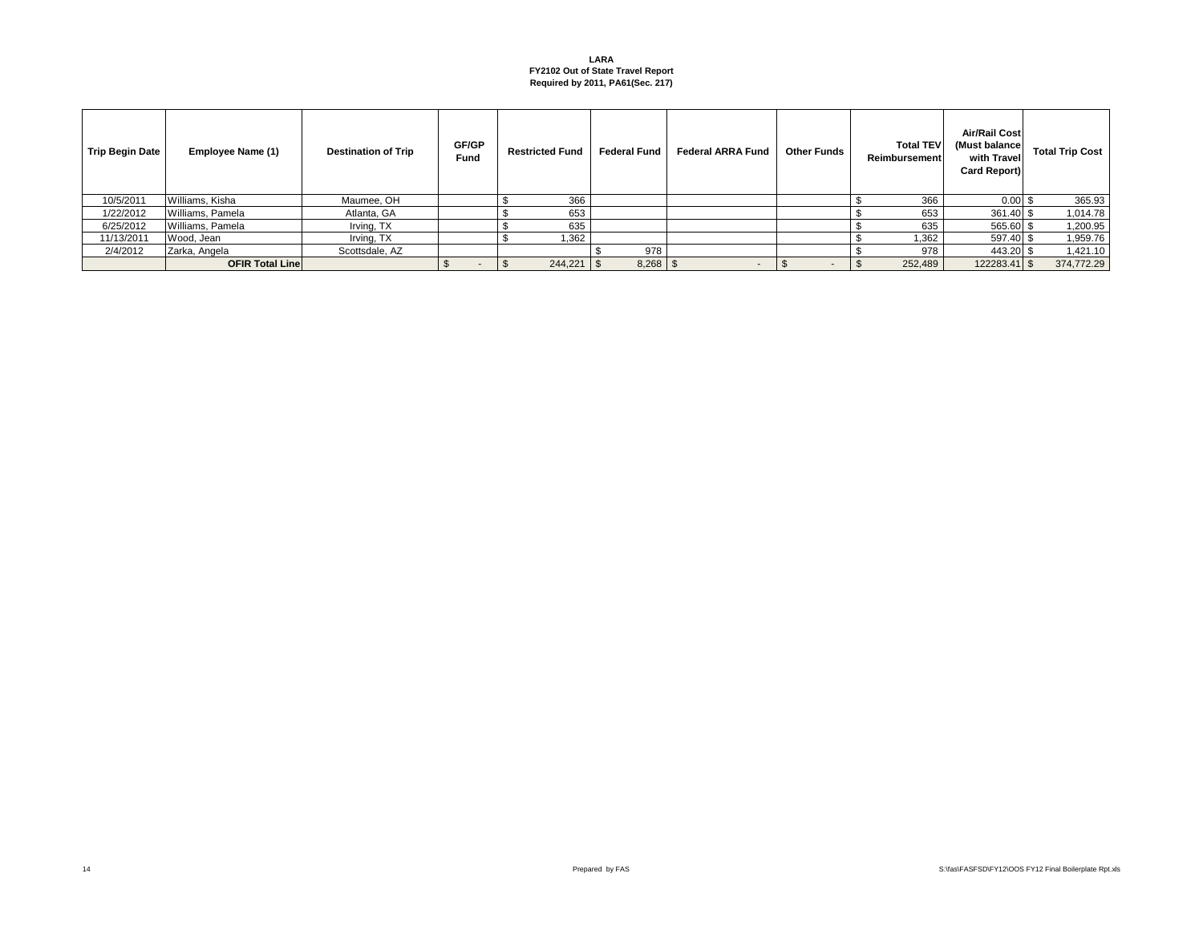**LARA**
**FY2102 Out of State Travel Report**
**Required by 2011, PA61(Sec. 217)**

| Trip Begin Date | Employee Name (1) | Destination of Trip | GF/GP Fund | Restricted Fund | Federal Fund | Federal ARRA Fund | Other Funds | Total TEV Reimbursement | Air/Rail Cost (Must balance with Travel Card Report) | Total Trip Cost |
|---|---|---|---|---|---|---|---|---|---|---|
| 10/5/2011 | Williams, Kisha | Maumee, OH | | $ 366 | | | | $ 366 | 0.00 | $ 365.93 |
| 1/22/2012 | Williams, Pamela | Atlanta, GA | | $ 653 | | | | $ 653 | 361.40 | $ 1,014.78 |
| 6/25/2012 | Williams, Pamela | Irving, TX | | $ 635 | | | | $ 635 | 565.60 | $ 1,200.95 |
| 11/13/2011 | Wood, Jean | Irving, TX | | $ 1,362 | | | | $ 1,362 | 597.40 | $ 1,959.76 |
| 2/4/2012 | Zarka, Angela | Scottsdale, AZ | | | $ 978 | | | $ 978 | 443.20 | $ 1,421.10 |
| | **OFIR Total Line** | | $ - | $ 244,221 | $ 8,268 | $ - | $ - | $ 252,489 | 122283.41 | $ 374,772.29 |

Prepared by FAS

S:\fas\FASFSD\FY12\OOS FY12 Final Boilerplate Rpt.xls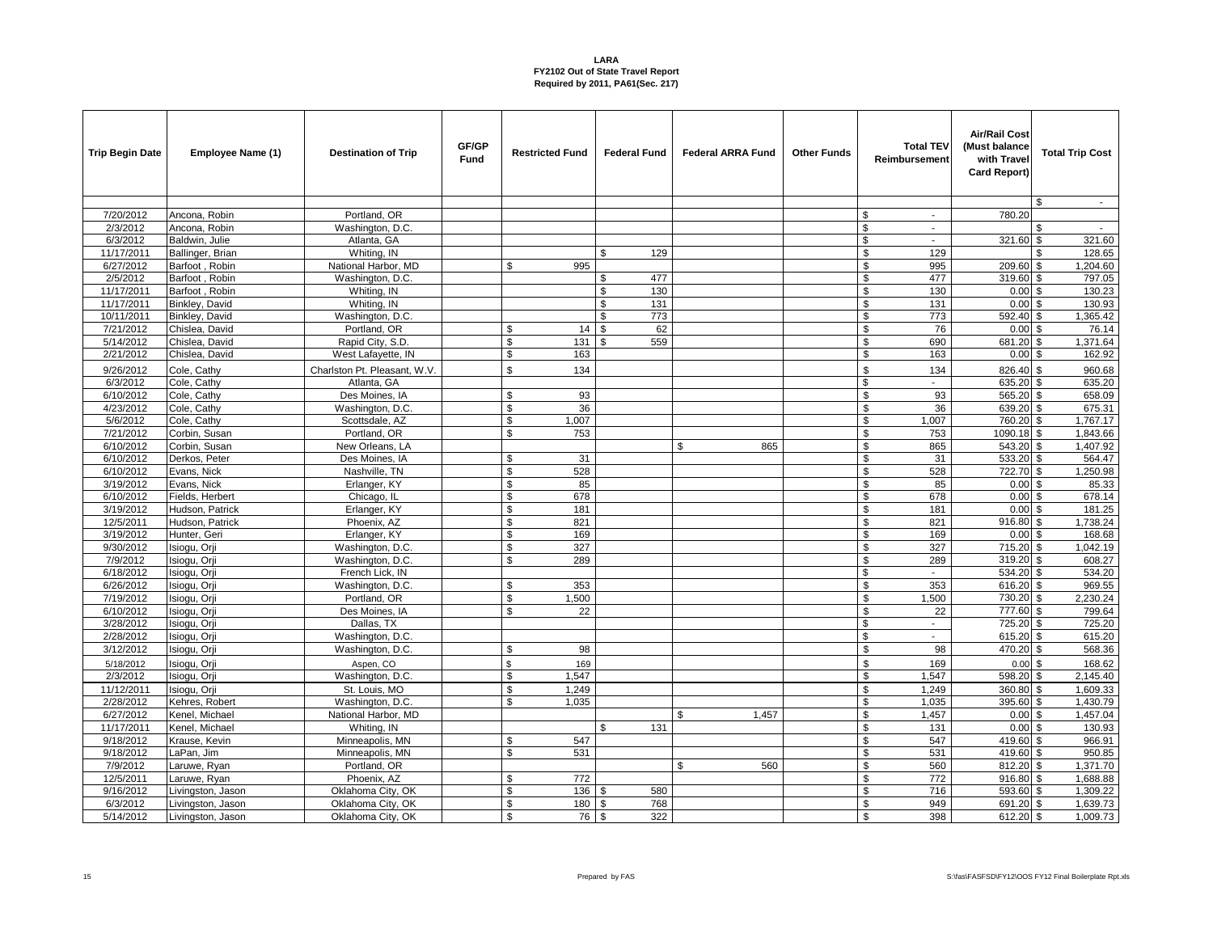**LARA**
**FY2102 Out of State Travel Report**
**Required by 2011, PA61(Sec. 217)**

| Trip Begin Date | Employee Name (1) | Destination of Trip | GF/GP Fund | Restricted Fund | Federal Fund | Federal ARRA Fund | Other Funds | Total TEV Reimbursement | Air/Rail Cost (Must balance with Travel Card Report) | Total Trip Cost |
|---|---|---|---|---|---|---|---|---|---|---|
| | | | | | | | | | | $ - |
| 7/20/2012 | Ancona, Robin | Portland, OR | | | | | | $ - | 780.20 | |
| 2/3/2012 | Ancona, Robin | Washington, D.C. | | | | | | $ - | | $ - |
| 6/3/2012 | Baldwin, Julie | Atlanta, GA | | | | | | $ - | 321.60 | $ 321.60 |
| 11/17/2011 | Ballinger, Brian | Whiting, IN | | | $ 129 | | | $ 129 | | $ 128.65 |
| 6/27/2012 | Barfoot , Robin | National Harbor, MD | | $ 995 | | | | $ 995 | 209.60 | $ 1,204.60 |
| 2/5/2012 | Barfoot , Robin | Washington, D.C. | | | $ 477 | | | $ 477 | 319.60 | $ 797.05 |
| 11/17/2011 | Barfoot , Robin | Whiting, IN | | | $ 130 | | | $ 130 | 0.00 | $ 130.23 |
| 11/17/2011 | Binkley, David | Whiting, IN | | | $ 131 | | | $ 131 | 0.00 | $ 130.93 |
| 10/11/2011 | Binkley, David | Washington, D.C. | | | $ 773 | | | $ 773 | 592.40 | $ 1,365.42 |
| 7/21/2012 | Chislea, David | Portland, OR | | $ 14 | $ 62 | | | $ 76 | 0.00 | $ 76.14 |
| 5/14/2012 | Chislea, David | Rapid City, S.D. | | $ 131 | $ 559 | | | $ 690 | 681.20 | $ 1,371.64 |
| 2/21/2012 | Chislea, David | West Lafayette, IN | | $ 163 | | | | $ 163 | 0.00 | $ 162.92 |
| 9/26/2012 | Cole, Cathy | Charlston Pt. Pleasant, W.V. | | $ 134 | | | | $ 134 | 826.40 | $ 960.68 |
| 6/3/2012 | Cole, Cathy | Atlanta, GA | | | | | | $ - | 635.20 | $ 635.20 |
| 6/10/2012 | Cole, Cathy | Des Moines, IA | | $ 93 | | | | $ 93 | 565.20 | $ 658.09 |
| 4/23/2012 | Cole, Cathy | Washington, D.C. | | $ 36 | | | | $ 36 | 639.20 | $ 675.31 |
| 5/6/2012 | Cole, Cathy | Scottsdale, AZ | | $ 1,007 | | | | $ 1,007 | 760.20 | $ 1,767.17 |
| 7/21/2012 | Corbin, Susan | Portland, OR | | $ 753 | | | | $ 753 | 1090.18 | $ 1,843.66 |
| 6/10/2012 | Corbin, Susan | New Orleans, LA | | | | $ 865 | | $ 865 | 543.20 | $ 1,407.92 |
| 6/10/2012 | Derkos, Peter | Des Moines, IA | | $ 31 | | | | $ 31 | 533.20 | $ 564.47 |
| 6/10/2012 | Evans, Nick | Nashville, TN | | $ 528 | | | | $ 528 | 722.70 | $ 1,250.98 |
| 3/19/2012 | Evans, Nick | Erlanger, KY | | $ 85 | | | | $ 85 | 0.00 | $ 85.33 |
| 6/10/2012 | Fields, Herbert | Chicago, IL | | $ 678 | | | | $ 678 | 0.00 | $ 678.14 |
| 3/19/2012 | Hudson, Patrick | Erlanger, KY | | $ 181 | | | | $ 181 | 0.00 | $ 181.25 |
| 12/5/2011 | Hudson, Patrick | Phoenix, AZ | | $ 821 | | | | $ 821 | 916.80 | $ 1,738.24 |
| 3/19/2012 | Hunter, Geri | Erlanger, KY | | $ 169 | | | | $ 169 | 0.00 | $ 168.68 |
| 9/30/2012 | Isiogu, Orji | Washington, D.C. | | $ 327 | | | | $ 327 | 715.20 | $ 1,042.19 |
| 7/9/2012 | Isiogu, Orji | Washington, D.C. | | $ 289 | | | | $ 289 | 319.20 | $ 608.27 |
| 6/18/2012 | Isiogu, Orji | French Lick, IN | | | | | | $ - | 534.20 | $ 534.20 |
| 6/26/2012 | Isiogu, Orji | Washington, D.C. | | $ 353 | | | | $ 353 | 616.20 | $ 969.55 |
| 7/19/2012 | Isiogu, Orji | Portland, OR | | $ 1,500 | | | | $ 1,500 | 730.20 | $ 2,230.24 |
| 6/10/2012 | Isiogu, Orji | Des Moines, IA | | $ 22 | | | | $ 22 | 777.60 | $ 799.64 |
| 3/28/2012 | Isiogu, Orji | Dallas, TX | | | | | | $ - | 725.20 | $ 725.20 |
| 2/28/2012 | Isiogu, Orji | Washington, D.C. | | | | | | $ - | 615.20 | $ 615.20 |
| 3/12/2012 | Isiogu, Orji | Washington, D.C. | | $ 98 | | | | $ 98 | 470.20 | $ 568.36 |
| 5/18/2012 | Isiogu, Orji | Aspen, CO | | $ 169 | | | | $ 169 | 0.00 | $ 168.62 |
| 2/3/2012 | Isiogu, Orji | Washington, D.C. | | $ 1,547 | | | | $ 1,547 | 598.20 | $ 2,145.40 |
| 11/12/2011 | Isiogu, Orji | St. Louis, MO | | $ 1,249 | | | | $ 1,249 | 360.80 | $ 1,609.33 |
| 2/28/2012 | Kehres, Robert | Washington, D.C. | | $ 1,035 | | | | $ 1,035 | 395.60 | $ 1,430.79 |
| 6/27/2012 | Kenel, Michael | National Harbor, MD | | | | $ 1,457 | | $ 1,457 | 0.00 | $ 1,457.04 |
| 11/17/2011 | Kenel, Michael | Whiting, IN | | | $ 131 | | | $ 131 | 0.00 | $ 130.93 |
| 9/18/2012 | Krause, Kevin | Minneapolis, MN | | $ 547 | | | | $ 547 | 419.60 | $ 966.91 |
| 9/18/2012 | LaPan, Jim | Minneapolis, MN | | $ 531 | | | | $ 531 | 419.60 | $ 950.85 |
| 7/9/2012 | Laruwe, Ryan | Portland, OR | | | | $ 560 | | $ 560 | 812.20 | $ 1,371.70 |
| 12/5/2011 | Laruwe, Ryan | Phoenix, AZ | | $ 772 | | | | $ 772 | 916.80 | $ 1,688.88 |
| 9/16/2012 | Livingston, Jason | Oklahoma City, OK | | $ 136 | $ 580 | | | $ 716 | 593.60 | $ 1,309.22 |
| 6/3/2012 | Livingston, Jason | Oklahoma City, OK | | $ 180 | $ 768 | | | $ 949 | 691.20 | $ 1,639.73 |
| 5/14/2012 | Livingston, Jason | Oklahoma City, OK | | $ 76 | $ 322 | | | $ 398 | 612.20 | $ 1,009.73 |

Prepared by FAS

S:\fas\FASFSD\FY12\OOS FY12 Final Boilerplate Rpt.xls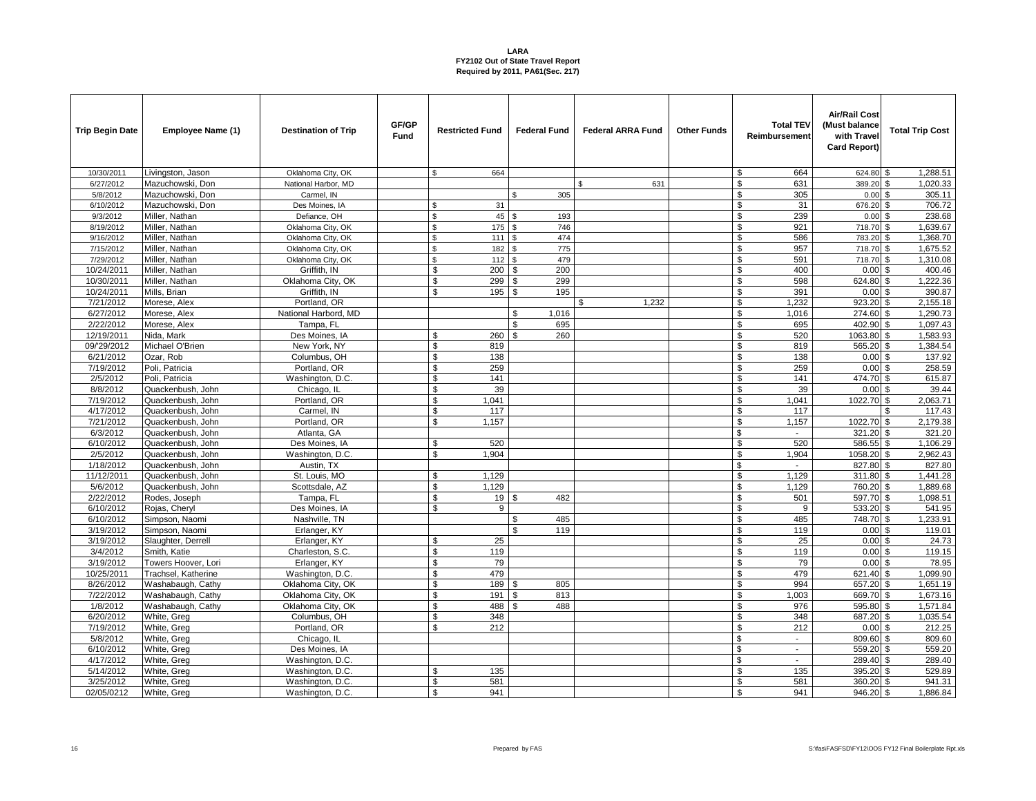**LARA**
**FY2102 Out of State Travel Report**
**Required by 2011, PA61(Sec. 217)**

| Trip Begin Date | Employee Name (1) | Destination of Trip | GF/GP Fund | Restricted Fund | Federal Fund | Federal ARRA Fund | Other Funds | Total TEV Reimbursement | Air/Rail Cost (Must balance with Travel Card Report) | Total Trip Cost |
|---|---|---|---|---|---|---|---|---|---|---|
| 10/30/2011 | Livingston, Jason | Oklahoma City, OK | | $ 664 | | | | $ 664 | 624.80 | $ 1,288.51 |
| 6/27/2012 | Mazuchowski, Don | National Harbor, MD | | | | $ 631 | | $ 631 | 389.20 | $ 1,020.33 |
| 5/8/2012 | Mazuchowski, Don | Carmel, IN | | | $ 305 | | | $ 305 | 0.00 | $ 305.11 |
| 6/10/2012 | Mazuchowski, Don | Des Moines, IA | | $ 31 | | | | $ 31 | 676.20 | $ 706.72 |
| 9/3/2012 | Miller, Nathan | Defiance, OH | | $ 45 | $ 193 | | | $ 239 | 0.00 | $ 238.68 |
| 8/19/2012 | Miller, Nathan | Oklahoma City, OK | | $ 175 | $ 746 | | | $ 921 | 718.70 | $ 1,639.67 |
| 9/16/2012 | Miller, Nathan | Oklahoma City, OK | | $ 111 | $ 474 | | | $ 586 | 783.20 | $ 1,368.70 |
| 7/15/2012 | Miller, Nathan | Oklahoma City, OK | | $ 182 | $ 775 | | | $ 957 | 718.70 | $ 1,675.52 |
| 7/29/2012 | Miller, Nathan | Oklahoma City, OK | | $ 112 | $ 479 | | | $ 591 | 718.70 | $ 1,310.08 |
| 10/24/2011 | Miller, Nathan | Griffith, IN | | $ 200 | $ 200 | | | $ 400 | 0.00 | $ 400.46 |
| 10/30/2011 | Miller, Nathan | Oklahoma City, OK | | $ 299 | $ 299 | | | $ 598 | 624.80 | $ 1,222.36 |
| 10/24/2011 | Mills, Brian | Griffith, IN | | $ 195 | $ 195 | | | $ 391 | 0.00 | $ 390.87 |
| 7/21/2012 | Morese, Alex | Portland, OR | | | | $ 1,232 | | $ 1,232 | 923.20 | $ 2,155.18 |
| 6/27/2012 | Morese, Alex | National Harbor, MD | | | $ 1,016 | | | $ 1,016 | 274.60 | $ 1,290.73 |
| 2/22/2012 | Morese, Alex | Tampa, FL | | | $ 695 | | | $ 695 | 402.90 | $ 1,097.43 |
| 12/19/2011 | Nida, Mark | Des Moines, IA | | $ 260 | $ 260 | | | $ 520 | 1063.80 | $ 1,583.93 |
| 09/29/2012 | Michael O'Brien | New York, NY | | $ 819 | | | | $ 819 | 565.20 | $ 1,384.54 |
| 6/21/2012 | Ozar, Rob | Columbus, OH | | $ 138 | | | | $ 138 | 0.00 | $ 137.92 |
| 7/19/2012 | Poli, Patricia | Portland, OR | | $ 259 | | | | $ 259 | 0.00 | $ 258.59 |
| 2/5/2012 | Poli, Patricia | Washington, D.C. | | $ 141 | | | | $ 141 | 474.70 | $ 615.87 |
| 8/8/2012 | Quackenbush, John | Chicago, IL | | $ 39 | | | | $ 39 | 0.00 | $ 39.44 |
| 7/19/2012 | Quackenbush, John | Portland, OR | | $ 1,041 | | | | $ 1,041 | 1022.70 | $ 2,063.71 |
| 4/17/2012 | Quackenbush, John | Carmel, IN | | $ 117 | | | | $ 117 | | $ 117.43 |
| 7/21/2012 | Quackenbush, John | Portland, OR | | $ 1,157 | | | | $ 1,157 | 1022.70 | $ 2,179.38 |
| 6/3/2012 | Quackenbush, John | Atlanta, GA | | | | | | $ - | 321.20 | $ 321.20 |
| 6/10/2012 | Quackenbush, John | Des Moines, IA | | $ 520 | | | | $ 520 | 586.55 | $ 1,106.29 |
| 2/5/2012 | Quackenbush, John | Washington, D.C. | | $ 1,904 | | | | $ 1,904 | 1058.20 | $ 2,962.43 |
| 1/18/2012 | Quackenbush, John | Austin, TX | | | | | | $ - | 827.80 | $ 827.80 |
| 11/12/2011 | Quackenbush, John | St. Louis, MO | | $ 1,129 | | | | $ 1,129 | 311.80 | $ 1,441.28 |
| 5/6/2012 | Quackenbush, John | Scottsdale, AZ | | $ 1,129 | | | | $ 1,129 | 760.20 | $ 1,889.68 |
| 2/22/2012 | Rodes, Joseph | Tampa, FL | | $ 19 | $ 482 | | | $ 501 | 597.70 | $ 1,098.51 |
| 6/10/2012 | Rojas, Cheryl | Des Moines, IA | | $ 9 | | | | $ 9 | 533.20 | $ 541.95 |
| 6/10/2012 | Simpson, Naomi | Nashville, TN | | | $ 485 | | | $ 485 | 748.70 | $ 1,233.91 |
| 3/19/2012 | Simpson, Naomi | Erlanger, KY | | | $ 119 | | | $ 119 | 0.00 | $ 119.01 |
| 3/19/2012 | Slaughter, Derrell | Erlanger, KY | | $ 25 | | | | $ 25 | 0.00 | $ 24.73 |
| 3/4/2012 | Smith, Katie | Charleston, S.C. | | $ 119 | | | | $ 119 | 0.00 | $ 119.15 |
| 3/19/2012 | Towers Hoover, Lori | Erlanger, KY | | $ 79 | | | | $ 79 | 0.00 | $ 78.95 |
| 10/25/2011 | Trachsel, Katherine | Washington, D.C. | | $ 479 | | | | $ 479 | 621.40 | $ 1,099.90 |
| 8/26/2012 | Washabaugh, Cathy | Oklahoma City, OK | | $ 189 | $ 805 | | | $ 994 | 657.20 | $ 1,651.19 |
| 7/22/2012 | Washabaugh, Cathy | Oklahoma City, OK | | $ 191 | $ 813 | | | $ 1,003 | 669.70 | $ 1,673.16 |
| 1/8/2012 | Washabaugh, Cathy | Oklahoma City, OK | | $ 488 | $ 488 | | | $ 976 | 595.80 | $ 1,571.84 |
| 6/20/2012 | White, Greg | Columbus, OH | | $ 348 | | | | $ 348 | 687.20 | $ 1,035.54 |
| 7/19/2012 | White, Greg | Portland, OR | | $ 212 | | | | $ 212 | 0.00 | $ 212.25 |
| 5/8/2012 | White, Greg | Chicago, IL | | | | | | $ - | 809.60 | $ 809.60 |
| 6/10/2012 | White, Greg | Des Moines, IA | | | | | | $ - | 559.20 | $ 559.20 |
| 4/17/2012 | White, Greg | Washington, D.C. | | | | | | $ - | 289.40 | $ 289.40 |
| 5/14/2012 | White, Greg | Washington, D.C. | | $ 135 | | | | $ 135 | 395.20 | $ 529.89 |
| 3/25/2012 | White, Greg | Washington, D.C. | | $ 581 | | | | $ 581 | 360.20 | $ 941.31 |
| 02/05/0212 | White, Greg | Washington, D.C. | | $ 941 | | | | $ 941 | 946.20 | $ 1,886.84 |

Prepared by FAS

S:\fas\FASFSD\FY12\OOS FY12 Final Boilerplate Rpt.xls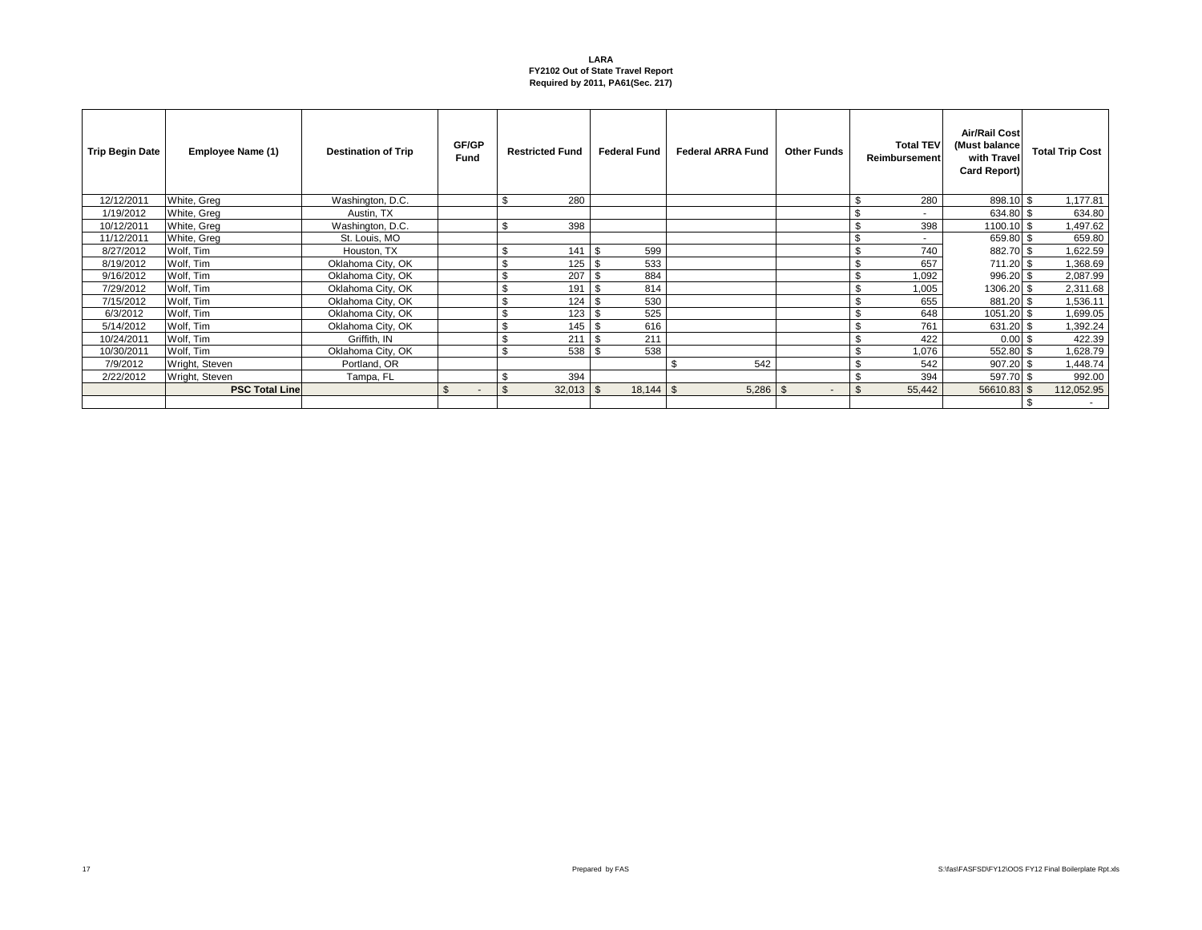**LARA**
**FY2102 Out of State Travel Report**
**Required by 2011, PA61(Sec. 217)**

| Trip Begin Date | Employee Name (1) | Destination of Trip | GF/GP Fund | Restricted Fund | Federal Fund | Federal ARRA Fund | Other Funds | Total TEV Reimbursement | Air/Rail Cost (Must balance with Travel Card Report) | Total Trip Cost |
|---|---|---|---|---|---|---|---|---|---|---|
| 12/12/2011 | White, Greg | Washington, D.C. | | $ 280 | | | | $ 280 | 898.10 | $ 1,177.81 |
| 1/19/2012 | White, Greg | Austin, TX | | | | | | $ - | 634.80 | $ 634.80 |
| 10/12/2011 | White, Greg | Washington, D.C. | | $ 398 | | | | $ 398 | 1100.10 | $ 1,497.62 |
| 11/12/2011 | White, Greg | St. Louis, MO | | | | | | $ - | 659.80 | $ 659.80 |
| 8/27/2012 | Wolf, Tim | Houston, TX | | $ 141 | $ 599 | | | $ 740 | 882.70 | $ 1,622.59 |
| 8/19/2012 | Wolf, Tim | Oklahoma City, OK | | $ 125 | $ 533 | | | $ 657 | 711.20 | $ 1,368.69 |
| 9/16/2012 | Wolf, Tim | Oklahoma City, OK | | $ 207 | $ 884 | | | $ 1,092 | 996.20 | $ 2,087.99 |
| 7/29/2012 | Wolf, Tim | Oklahoma City, OK | | $ 191 | $ 814 | | | $ 1,005 | 1306.20 | $ 2,311.68 |
| 7/15/2012 | Wolf, Tim | Oklahoma City, OK | | $ 124 | $ 530 | | | $ 655 | 881.20 | $ 1,536.11 |
| 6/3/2012 | Wolf, Tim | Oklahoma City, OK | | $ 123 | $ 525 | | | $ 648 | 1051.20 | $ 1,699.05 |
| 5/14/2012 | Wolf, Tim | Oklahoma City, OK | | $ 145 | $ 616 | | | $ 761 | 631.20 | $ 1,392.24 |
| 10/24/2011 | Wolf, Tim | Griffith, IN | | $ 211 | $ 211 | | | $ 422 | 0.00 | $ 422.39 |
| 10/30/2011 | Wolf, Tim | Oklahoma City, OK | | $ 538 | $ 538 | | | $ 1,076 | 552.80 | $ 1,628.79 |
| 7/9/2012 | Wright, Steven | Portland, OR | | | | $ 542 | | $ 542 | 907.20 | $ 1,448.74 |
| 2/22/2012 | Wright, Steven | Tampa, FL | | $ 394 | | | | $ 394 | 597.70 | $ 992.00 |
| | **PSC Total Line** | | $ - | $ 32,013 | $ 18,144 | $ 5,286 | $ - | $ 55,442 | 56610.83 | $ 112,052.95 |
| | | | | | | | | | | $ - |

Prepared by FAS

S:\fas\FASFSD\FY12\OOS FY12 Final Boilerplate Rpt.xls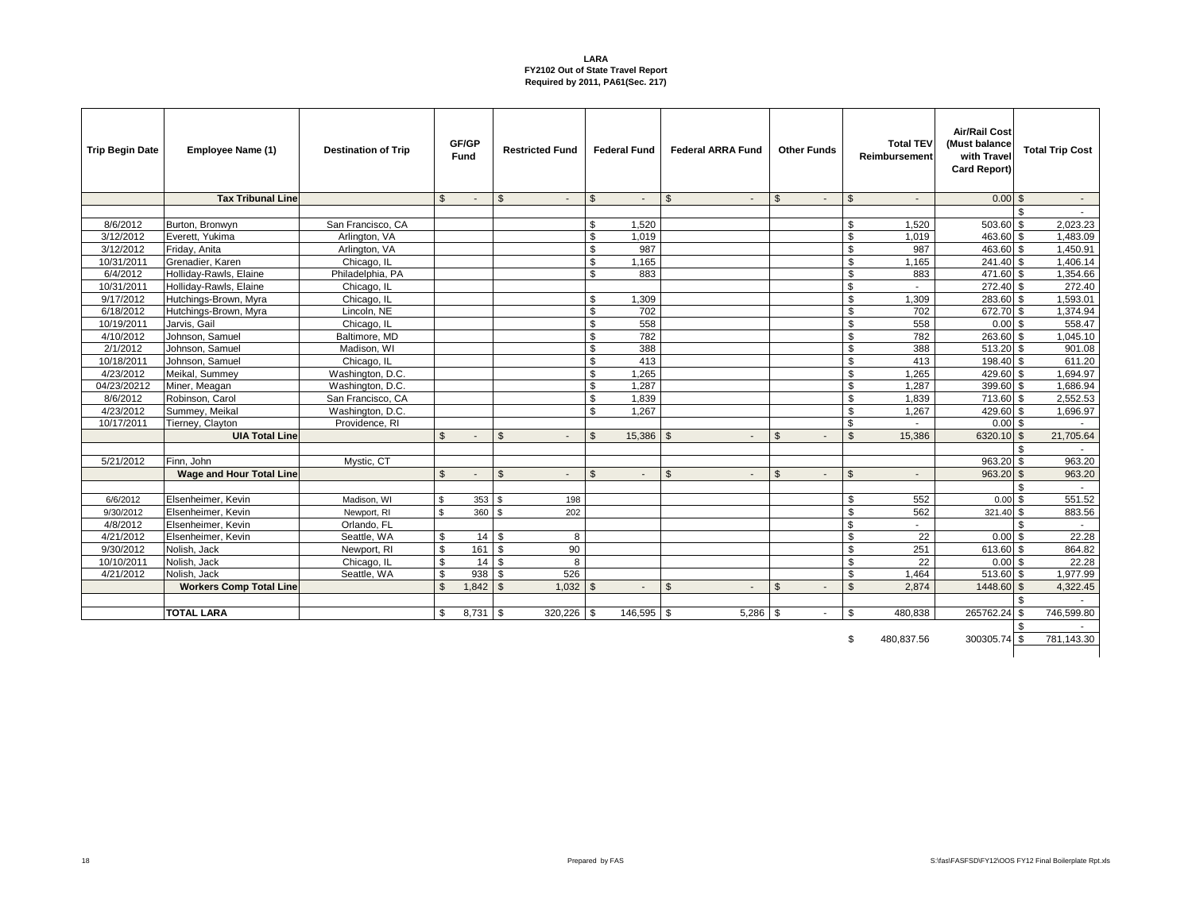**LARA**
**FY2102 Out of State Travel Report**
**Required by 2011, PA61(Sec. 217)**

| Trip Begin Date | Employee Name (1) | Destination of Trip | GF/GP Fund | Restricted Fund | Federal Fund | Federal ARRA Fund | Other Funds | Total TEV Reimbursement | Air/Rail Cost (Must balance with Travel Card Report) | Total Trip Cost |
|---|---|---|---|---|---|---|---|---|---|---|
| | **Tax Tribunal Line** | | $ - | $ - | $ - | $ - | $ - | $ - | 0.00 | $ - |
| | | | | | | | | | | $ - |
| 8/6/2012 | Burton, Bronwyn | San Francisco, CA | | | $ 1,520 | | | $ 1,520 | 503.60 | $ 2,023.23 |
| 3/12/2012 | Everett, Yukima | Arlington, VA | | | $ 1,019 | | | $ 1,019 | 463.60 | $ 1,483.09 |
| 3/12/2012 | Friday, Anita | Arlington, VA | | | $ 987 | | | $ 987 | 463.60 | $ 1,450.91 |
| 10/31/2011 | Grenadier, Karen | Chicago, IL | | | $ 1,165 | | | $ 1,165 | 241.40 | $ 1,406.14 |
| 6/4/2012 | Holliday-Rawls, Elaine | Philadelphia, PA | | | $ 883 | | | $ 883 | 471.60 | $ 1,354.66 |
| 10/31/2011 | Holliday-Rawls, Elaine | Chicago, IL | | | | | | $ - | 272.40 | $ 272.40 |
| 9/17/2012 | Hutchings-Brown, Myra | Chicago, IL | | | $ 1,309 | | | $ 1,309 | 283.60 | $ 1,593.01 |
| 6/18/2012 | Hutchings-Brown, Myra | Lincoln, NE | | | $ 702 | | | $ 702 | 672.70 | $ 1,374.94 |
| 10/19/2011 | Jarvis, Gail | Chicago, IL | | | $ 558 | | | $ 558 | 0.00 | $ 558.47 |
| 4/10/2012 | Johnson, Samuel | Baltimore, MD | | | $ 782 | | | $ 782 | 263.60 | $ 1,045.10 |
| 2/1/2012 | Johnson, Samuel | Madison, WI | | | $ 388 | | | $ 388 | 513.20 | $ 901.08 |
| 10/18/2011 | Johnson, Samuel | Chicago, IL | | | $ 413 | | | $ 413 | 198.40 | $ 611.20 |
| 4/23/2012 | Meikal, Summey | Washington, D.C. | | | $ 1,265 | | | $ 1,265 | 429.60 | $ 1,694.97 |
| 04/23/20212 | Miner, Meagan | Washington, D.C. | | | $ 1,287 | | | $ 1,287 | 399.60 | $ 1,686.94 |
| 8/6/2012 | Robinson, Carol | San Francisco, CA | | | $ 1,839 | | | $ 1,839 | 713.60 | $ 2,552.53 |
| 4/23/2012 | Summey, Meikal | Washington, D.C. | | | $ 1,267 | | | $ 1,267 | 429.60 | $ 1,696.97 |
| 10/17/2011 | Tierney, Clayton | Providence, RI | | | | | | $ - | 0.00 | $ - |
| | **UIA Total Line** | | $ - | $ - | $ 15,386 | $ - | $ - | $ 15,386 | 6320.10 | $ 21,705.64 |
| | | | | | | | | | | $ - |
| 5/21/2012 | Finn, John | Mystic, CT | | | | | | | 963.20 | $ 963.20 |
| | **Wage and Hour Total Line** | | $ - | $ - | $ - | $ - | $ - | $ - | 963.20 | $ 963.20 |
| | | | | | | | | | | $ - |
| 6/6/2012 | Elsenheimer, Kevin | Madison, WI | $ 353 | $ 198 | | | | $ 552 | 0.00 | $ 551.52 |
| 9/30/2012 | Elsenheimer, Kevin | Newport, RI | $ 360 | $ 202 | | | | $ 562 | 321.40 | $ 883.56 |
| 4/8/2012 | Elsenheimer, Kevin | Orlando, FL | | | | | | $ - | | $ - |
| 4/21/2012 | Elsenheimer, Kevin | Seattle, WA | $ 14 | $ 8 | | | | $ 22 | 0.00 | $ 22.28 |
| 9/30/2012 | Nolish, Jack | Newport, RI | $ 161 | $ 90 | | | | $ 251 | 613.60 | $ 864.82 |
| 10/10/2011 | Nolish, Jack | Chicago, IL | $ 14 | $ 8 | | | | $ 22 | 0.00 | $ 22.28 |
| 4/21/2012 | Nolish, Jack | Seattle, WA | $ 938 | $ 526 | | | | $ 1,464 | 513.60 | $ 1,977.99 |
| | **Workers Comp Total Line** | | $ 1,842 | $ 1,032 | $ - | $ - | $ - | $ 2,874 | 1448.60 | $ 4,322.45 |
| | | | | | | | | | | $ - |
| | **TOTAL LARA** | | $ 8,731 | $ 320,226 | $ 146,595 | $ 5,286 | $ - | $ 480,838 | 265762.24 | $ 746,599.80 |
| | | | | | | | | | | $ - |
| | | | | | | | | $ 480,837.56 | 300305.74 | $ 781,143.30 |

Prepared by FAS

S:\fas\FASFSD\FY12\OOS FY12 Final Boilerplate Rpt.xls